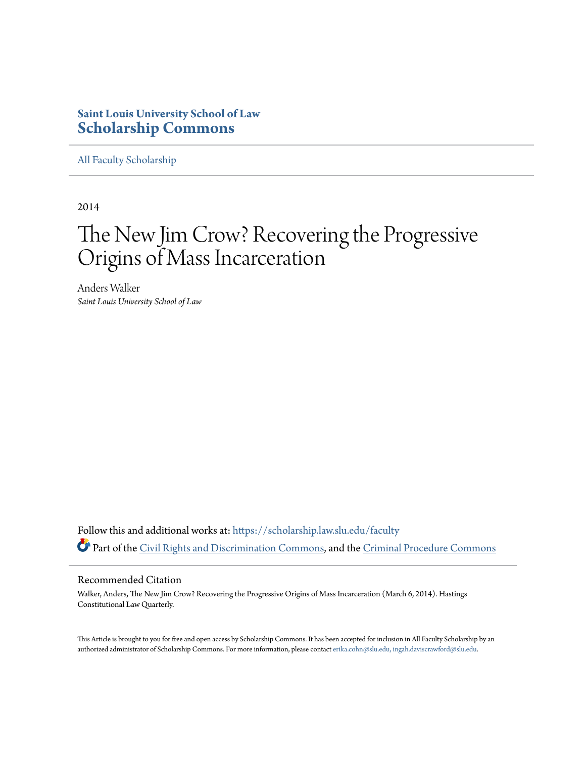**Saint Louis University School of Law**
# Scholarship Commons

All Faculty Scholarship

2014

# The New Jim Crow? Recovering the Progressive Origins of Mass Incarceration

Anders Walker
*Saint Louis University School of Law*

Follow this and additional works at: https://scholarship.law.slu.edu/faculty

Part of the Civil Rights and Discrimination Commons, and the Criminal Procedure Commons

## Recommended Citation

Walker, Anders, The New Jim Crow? Recovering the Progressive Origins of Mass Incarceration (March 6, 2014). Hastings Constitutional Law Quarterly.

This Article is brought to you for free and open access by Scholarship Commons. It has been accepted for inclusion in All Faculty Scholarship by an authorized administrator of Scholarship Commons. For more information, please contact erika.cohn@slu.edu, ingah.daviscrawford@slu.edu.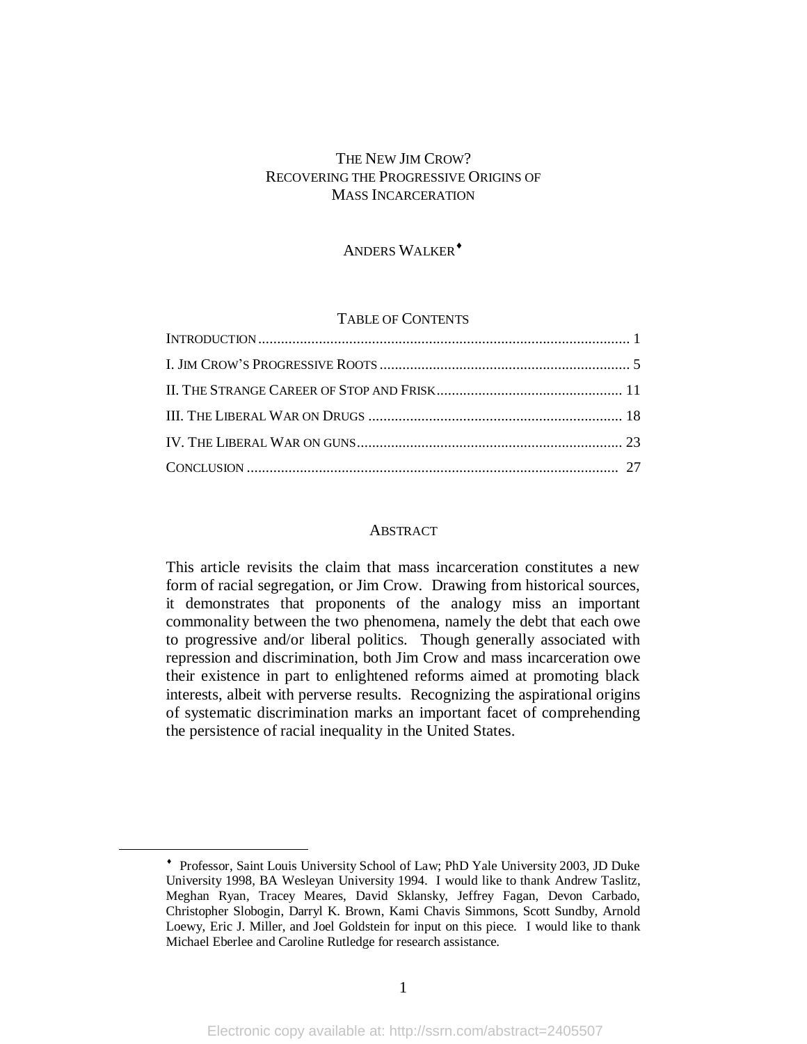# THE NEW JIM CROW? RECOVERING THE PROGRESSIVE ORIGINS OF MASS INCARCERATION

ANDERS WALKER♦

TABLE OF CONTENTS

INTRODUCTION ................................................................................................. 1

I. JIM CROW'S PROGRESSIVE ROOTS .................................................................. 5

II. THE STRANGE CAREER OF STOP AND FRISK ................................................. 11

III. THE LIBERAL WAR ON DRUGS ................................................................... 18

IV. THE LIBERAL WAR ON GUNS ...................................................................... 23

CONCLUSION ................................................................................................. 27

ABSTRACT

This article revisits the claim that mass incarceration constitutes a new form of racial segregation, or Jim Crow. Drawing from historical sources, it demonstrates that proponents of the analogy miss an important commonality between the two phenomena, namely the debt that each owe to progressive and/or liberal politics. Though generally associated with repression and discrimination, both Jim Crow and mass incarceration owe their existence in part to enlightened reforms aimed at promoting black interests, albeit with perverse results. Recognizing the aspirational origins of systematic discrimination marks an important facet of comprehending the persistence of racial inequality in the United States.

---

♦ Professor, Saint Louis University School of Law; PhD Yale University 2003, JD Duke University 1998, BA Wesleyan University 1994. I would like to thank Andrew Taslitz, Meghan Ryan, Tracey Meares, David Sklansky, Jeffrey Fagan, Devon Carbado, Christopher Slobogin, Darryl K. Brown, Kami Chavis Simmons, Scott Sundby, Arnold Loewy, Eric J. Miller, and Joel Goldstein for input on this piece. I would like to thank Michael Eberlee and Caroline Rutledge for research assistance.

Electronic copy available at: http://ssrn.com/abstract=2405507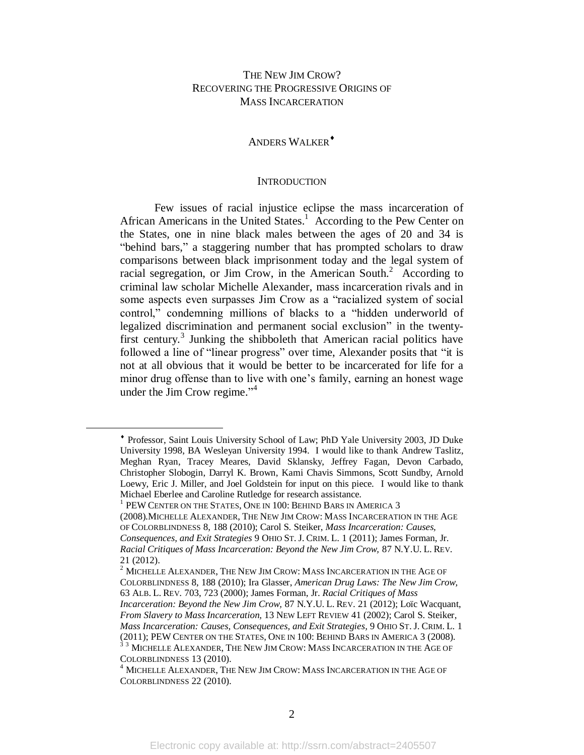# THE NEW JIM CROW? RECOVERING THE PROGRESSIVE ORIGINS OF MASS INCARCERATION

ANDERS WALKER[♦]

## INTRODUCTION

Few issues of racial injustice eclipse the mass incarceration of African Americans in the United States.[1] According to the Pew Center on the States, one in nine black males between the ages of 20 and 34 is "behind bars," a staggering number that has prompted scholars to draw comparisons between black imprisonment today and the legal system of racial segregation, or Jim Crow, in the American South.[2] According to criminal law scholar Michelle Alexander, mass incarceration rivals and in some aspects even surpasses Jim Crow as a "racialized system of social control," condemning millions of blacks to a "hidden underworld of legalized discrimination and permanent social exclusion" in the twenty-first century.[3] Junking the shibboleth that American racial politics have followed a line of "linear progress" over time, Alexander posits that "it is not at all obvious that it would be better to be incarcerated for life for a minor drug offense than to live with one's family, earning an honest wage under the Jim Crow regime."[4]

---

♦ Professor, Saint Louis University School of Law; PhD Yale University 2003, JD Duke University 1998, BA Wesleyan University 1994. I would like to thank Andrew Taslitz, Meghan Ryan, Tracey Meares, David Sklansky, Jeffrey Fagan, Devon Carbado, Christopher Slobogin, Darryl K. Brown, Kami Chavis Simmons, Scott Sundby, Arnold Loewy, Eric J. Miller, and Joel Goldstein for input on this piece. I would like to thank Michael Eberlee and Caroline Rutledge for research assistance.

[1] PEW CENTER ON THE STATES, ONE IN 100: BEHIND BARS IN AMERICA 3 (2008).MICHELLE ALEXANDER, THE NEW JIM CROW: MASS INCARCERATION IN THE AGE OF COLORBLINDNESS 8, 188 (2010); Carol S. Steiker, *Mass Incarceration: Causes, Consequences, and Exit Strategies* 9 OHIO ST. J. CRIM. L. 1 (2011); James Forman, Jr. *Racial Critiques of Mass Incarceration: Beyond the New Jim Crow,* 87 N.Y.U. L. REV. 21 (2012).

[2] MICHELLE ALEXANDER, THE NEW JIM CROW: MASS INCARCERATION IN THE AGE OF COLORBLINDNESS 8, 188 (2010); Ira Glasser, *American Drug Laws: The New Jim Crow,* 63 ALB. L. REV. 703, 723 (2000); James Forman, Jr. *Racial Critiques of Mass Incarceration: Beyond the New Jim Crow,* 87 N.Y.U. L. REV. 21 (2012); Loïc Wacquant, *From Slavery to Mass Incarceration,* 13 NEW LEFT REVIEW 41 (2002); Carol S. Steiker, *Mass Incarceration: Causes, Consequences, and Exit Strategies,* 9 OHIO ST. J. CRIM. L. 1 (2011); PEW CENTER ON THE STATES, ONE IN 100: BEHIND BARS IN AMERICA 3 (2008).

[3] [3] MICHELLE ALEXANDER, THE NEW JIM CROW: MASS INCARCERATION IN THE AGE OF COLORBLINDNESS 13 (2010).

[4] MICHELLE ALEXANDER, THE NEW JIM CROW: MASS INCARCERATION IN THE AGE OF COLORBLINDNESS 22 (2010).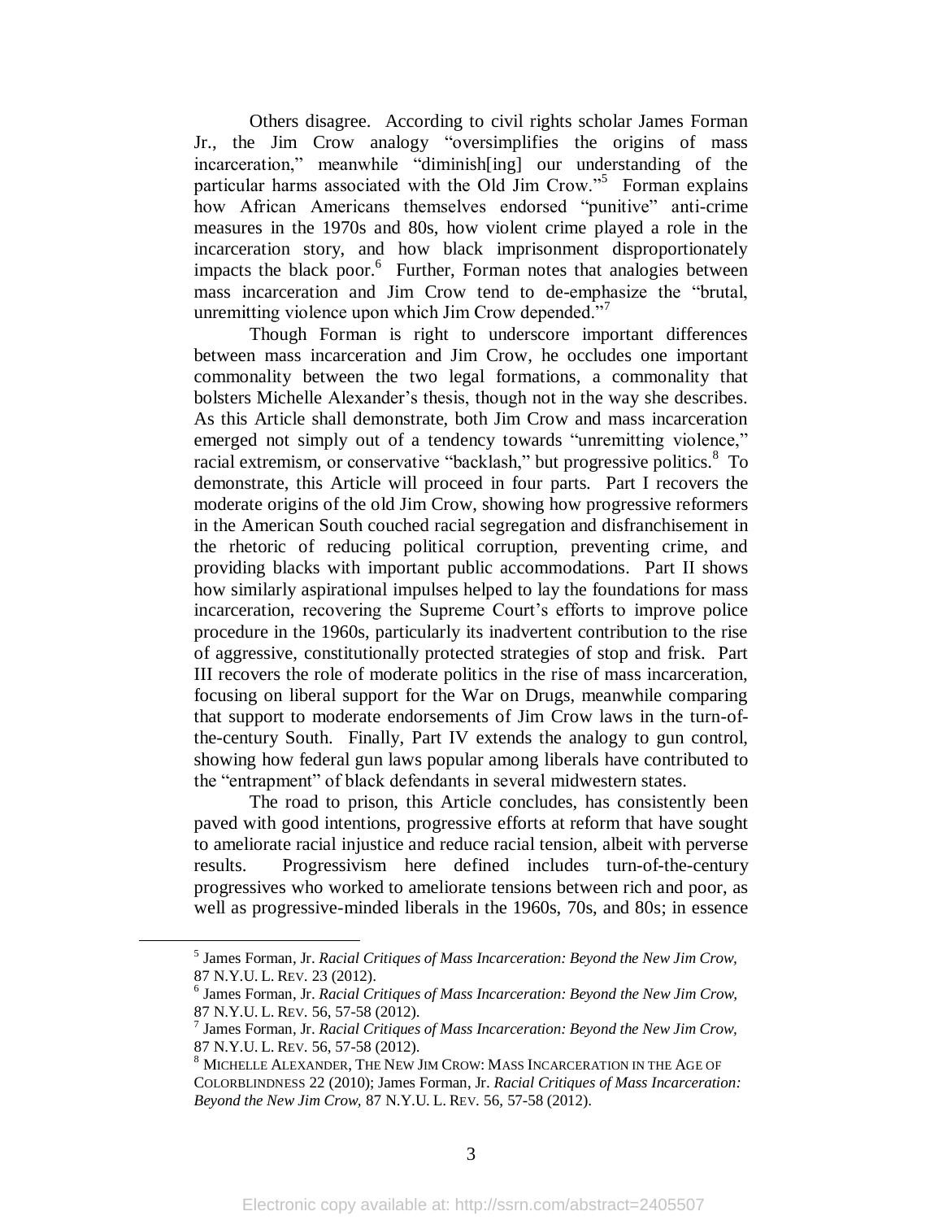Others disagree. According to civil rights scholar James Forman Jr., the Jim Crow analogy "oversimplifies the origins of mass incarceration," meanwhile "diminish[ing] our understanding of the particular harms associated with the Old Jim Crow."[5] Forman explains how African Americans themselves endorsed "punitive" anti-crime measures in the 1970s and 80s, how violent crime played a role in the incarceration story, and how black imprisonment disproportionately impacts the black poor.[6] Further, Forman notes that analogies between mass incarceration and Jim Crow tend to de-emphasize the "brutal, unremitting violence upon which Jim Crow depended."[7]

Though Forman is right to underscore important differences between mass incarceration and Jim Crow, he occludes one important commonality between the two legal formations, a commonality that bolsters Michelle Alexander's thesis, though not in the way she describes. As this Article shall demonstrate, both Jim Crow and mass incarceration emerged not simply out of a tendency towards "unremitting violence," racial extremism, or conservative "backlash," but progressive politics.[8] To demonstrate, this Article will proceed in four parts. Part I recovers the moderate origins of the old Jim Crow, showing how progressive reformers in the American South couched racial segregation and disfranchisement in the rhetoric of reducing political corruption, preventing crime, and providing blacks with important public accommodations. Part II shows how similarly aspirational impulses helped to lay the foundations for mass incarceration, recovering the Supreme Court's efforts to improve police procedure in the 1960s, particularly its inadvertent contribution to the rise of aggressive, constitutionally protected strategies of stop and frisk. Part III recovers the role of moderate politics in the rise of mass incarceration, focusing on liberal support for the War on Drugs, meanwhile comparing that support to moderate endorsements of Jim Crow laws in the turn-of-the-century South. Finally, Part IV extends the analogy to gun control, showing how federal gun laws popular among liberals have contributed to the "entrapment" of black defendants in several midwestern states.

The road to prison, this Article concludes, has consistently been paved with good intentions, progressive efforts at reform that have sought to ameliorate racial injustice and reduce racial tension, albeit with perverse results. Progressivism here defined includes turn-of-the-century progressives who worked to ameliorate tensions between rich and poor, as well as progressive-minded liberals in the 1960s, 70s, and 80s; in essence

---

[5] James Forman, Jr. *Racial Critiques of Mass Incarceration: Beyond the New Jim Crow,* 87 N.Y.U. L. REV. 23 (2012).

[6] James Forman, Jr. *Racial Critiques of Mass Incarceration: Beyond the New Jim Crow,* 87 N.Y.U. L. REV. 56, 57-58 (2012).

[7] James Forman, Jr. *Racial Critiques of Mass Incarceration: Beyond the New Jim Crow,* 87 N.Y.U. L. REV. 56, 57-58 (2012).

[8] MICHELLE ALEXANDER, THE NEW JIM CROW: MASS INCARCERATION IN THE AGE OF COLORBLINDNESS 22 (2010); James Forman, Jr. *Racial Critiques of Mass Incarceration: Beyond the New Jim Crow,* 87 N.Y.U. L. REV. 56, 57-58 (2012).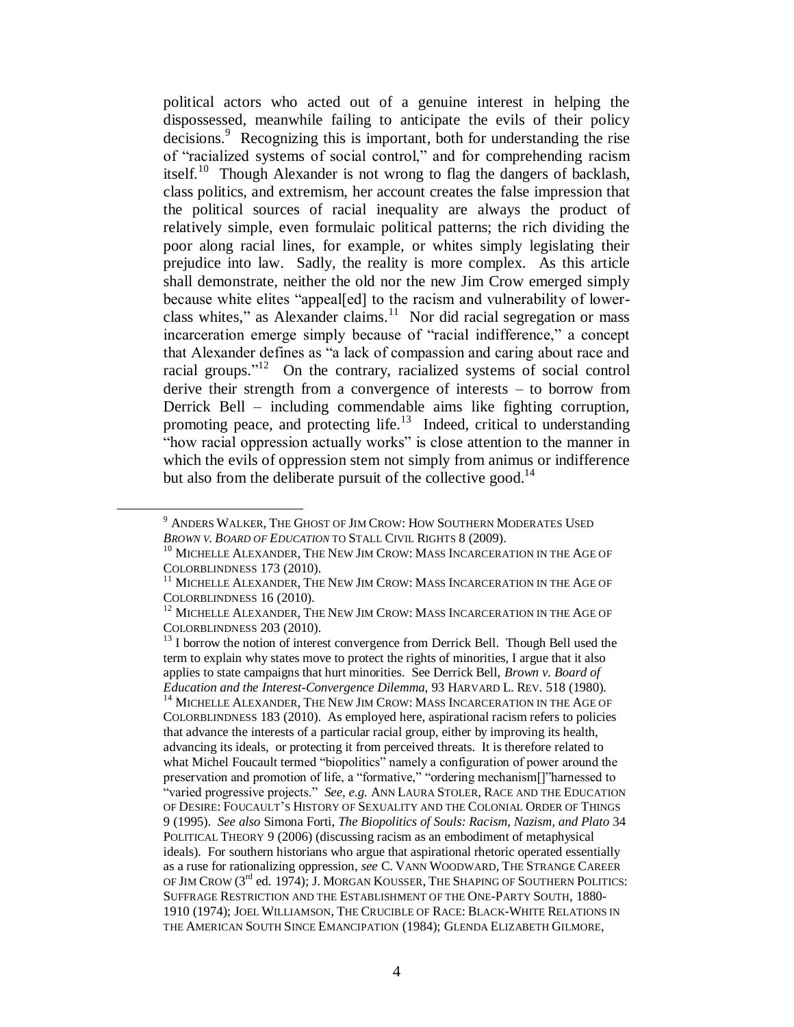political actors who acted out of a genuine interest in helping the dispossessed, meanwhile failing to anticipate the evils of their policy decisions.[9] Recognizing this is important, both for understanding the rise of "racialized systems of social control," and for comprehending racism itself.[10] Though Alexander is not wrong to flag the dangers of backlash, class politics, and extremism, her account creates the false impression that the political sources of racial inequality are always the product of relatively simple, even formulaic political patterns; the rich dividing the poor along racial lines, for example, or whites simply legislating their prejudice into law. Sadly, the reality is more complex. As this article shall demonstrate, neither the old nor the new Jim Crow emerged simply because white elites "appeal[ed] to the racism and vulnerability of lower-class whites," as Alexander claims.[11] Nor did racial segregation or mass incarceration emerge simply because of "racial indifference," a concept that Alexander defines as "a lack of compassion and caring about race and racial groups."[12] On the contrary, racialized systems of social control derive their strength from a convergence of interests – to borrow from Derrick Bell – including commendable aims like fighting corruption, promoting peace, and protecting life.[13] Indeed, critical to understanding "how racial oppression actually works" is close attention to the manner in which the evils of oppression stem not simply from animus or indifference but also from the deliberate pursuit of the collective good.[14]

---

[9] ANDERS WALKER, THE GHOST OF JIM CROW: HOW SOUTHERN MODERATES USED *BROWN V. BOARD OF EDUCATION* TO STALL CIVIL RIGHTS 8 (2009).

[10] MICHELLE ALEXANDER, THE NEW JIM CROW: MASS INCARCERATION IN THE AGE OF COLORBLINDNESS 173 (2010).

[11] MICHELLE ALEXANDER, THE NEW JIM CROW: MASS INCARCERATION IN THE AGE OF COLORBLINDNESS 16 (2010).

[12] MICHELLE ALEXANDER, THE NEW JIM CROW: MASS INCARCERATION IN THE AGE OF COLORBLINDNESS 203 (2010).

[13] I borrow the notion of interest convergence from Derrick Bell. Though Bell used the term to explain why states move to protect the rights of minorities, I argue that it also applies to state campaigns that hurt minorities. See Derrick Bell, *Brown v. Board of Education and the Interest-Convergence Dilemma,* 93 HARVARD L. REV. 518 (1980).

[14] MICHELLE ALEXANDER, THE NEW JIM CROW: MASS INCARCERATION IN THE AGE OF COLORBLINDNESS 183 (2010). As employed here, aspirational racism refers to policies that advance the interests of a particular racial group, either by improving its health, advancing its ideals, or protecting it from perceived threats. It is therefore related to what Michel Foucault termed "biopolitics" namely a configuration of power around the preservation and promotion of life, a "formative," "ordering mechanism[]"harnessed to "varied progressive projects." *See, e.g.* ANN LAURA STOLER, RACE AND THE EDUCATION OF DESIRE: FOUCAULT'S HISTORY OF SEXUALITY AND THE COLONIAL ORDER OF THINGS 9 (1995). *See also* Simona Forti, *The Biopolitics of Souls: Racism, Nazism, and Plato* 34 POLITICAL THEORY 9 (2006) (discussing racism as an embodiment of metaphysical ideals). For southern historians who argue that aspirational rhetoric operated essentially as a ruse for rationalizing oppression, *see* C. VANN WOODWARD, THE STRANGE CAREER OF JIM CROW (3rd ed. 1974); J. MORGAN KOUSSER, THE SHAPING OF SOUTHERN POLITICS: SUFFRAGE RESTRICTION AND THE ESTABLISHMENT OF THE ONE-PARTY SOUTH, 1880-1910 (1974); JOEL WILLIAMSON, THE CRUCIBLE OF RACE: BLACK-WHITE RELATIONS IN THE AMERICAN SOUTH SINCE EMANCIPATION (1984); GLENDA ELIZABETH GILMORE,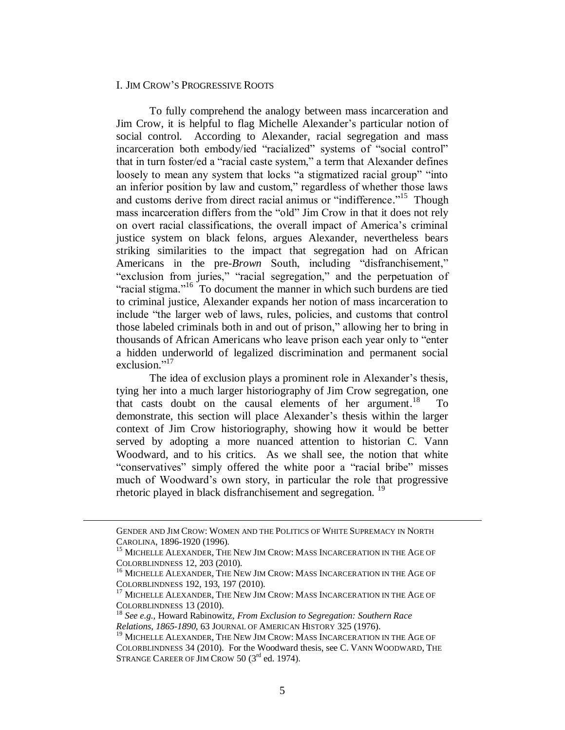## I. JIM CROW'S PROGRESSIVE ROOTS

To fully comprehend the analogy between mass incarceration and Jim Crow, it is helpful to flag Michelle Alexander's particular notion of social control. According to Alexander, racial segregation and mass incarceration both embody/ied "racialized" systems of "social control" that in turn foster/ed a "racial caste system," a term that Alexander defines loosely to mean any system that locks "a stigmatized racial group" "into an inferior position by law and custom," regardless of whether those laws and customs derive from direct racial animus or "indifference."[15] Though mass incarceration differs from the "old" Jim Crow in that it does not rely on overt racial classifications, the overall impact of America's criminal justice system on black felons, argues Alexander, nevertheless bears striking similarities to the impact that segregation had on African Americans in the pre-*Brown* South, including "disfranchisement," "exclusion from juries," "racial segregation," and the perpetuation of "racial stigma."[16] To document the manner in which such burdens are tied to criminal justice, Alexander expands her notion of mass incarceration to include "the larger web of laws, rules, policies, and customs that control those labeled criminals both in and out of prison," allowing her to bring in thousands of African Americans who leave prison each year only to "enter a hidden underworld of legalized discrimination and permanent social exclusion."[17]

The idea of exclusion plays a prominent role in Alexander's thesis, tying her into a much larger historiography of Jim Crow segregation, one that casts doubt on the causal elements of her argument.[18] To demonstrate, this section will place Alexander's thesis within the larger context of Jim Crow historiography, showing how it would be better served by adopting a more nuanced attention to historian C. Vann Woodward, and to his critics. As we shall see, the notion that white "conservatives" simply offered the white poor a "racial bribe" misses much of Woodward's own story, in particular the role that progressive rhetoric played in black disfranchisement and segregation.[19]

---

GENDER AND JIM CROW: WOMEN AND THE POLITICS OF WHITE SUPREMACY IN NORTH CAROLINA, 1896-1920 (1996).

[15] MICHELLE ALEXANDER, THE NEW JIM CROW: MASS INCARCERATION IN THE AGE OF COLORBLINDNESS 12, 203 (2010).

[16] MICHELLE ALEXANDER, THE NEW JIM CROW: MASS INCARCERATION IN THE AGE OF COLORBLINDNESS 192, 193, 197 (2010).

[17] MICHELLE ALEXANDER, THE NEW JIM CROW: MASS INCARCERATION IN THE AGE OF COLORBLINDNESS 13 (2010).

[18] *See e.g.,* Howard Rabinowitz, *From Exclusion to Segregation: Southern Race Relations, 1865-1890,* 63 JOURNAL OF AMERICAN HISTORY 325 (1976).

[19] MICHELLE ALEXANDER, THE NEW JIM CROW: MASS INCARCERATION IN THE AGE OF COLORBLINDNESS 34 (2010). For the Woodward thesis, see C. VANN WOODWARD, THE STRANGE CAREER OF JIM CROW 50 (3rd ed. 1974).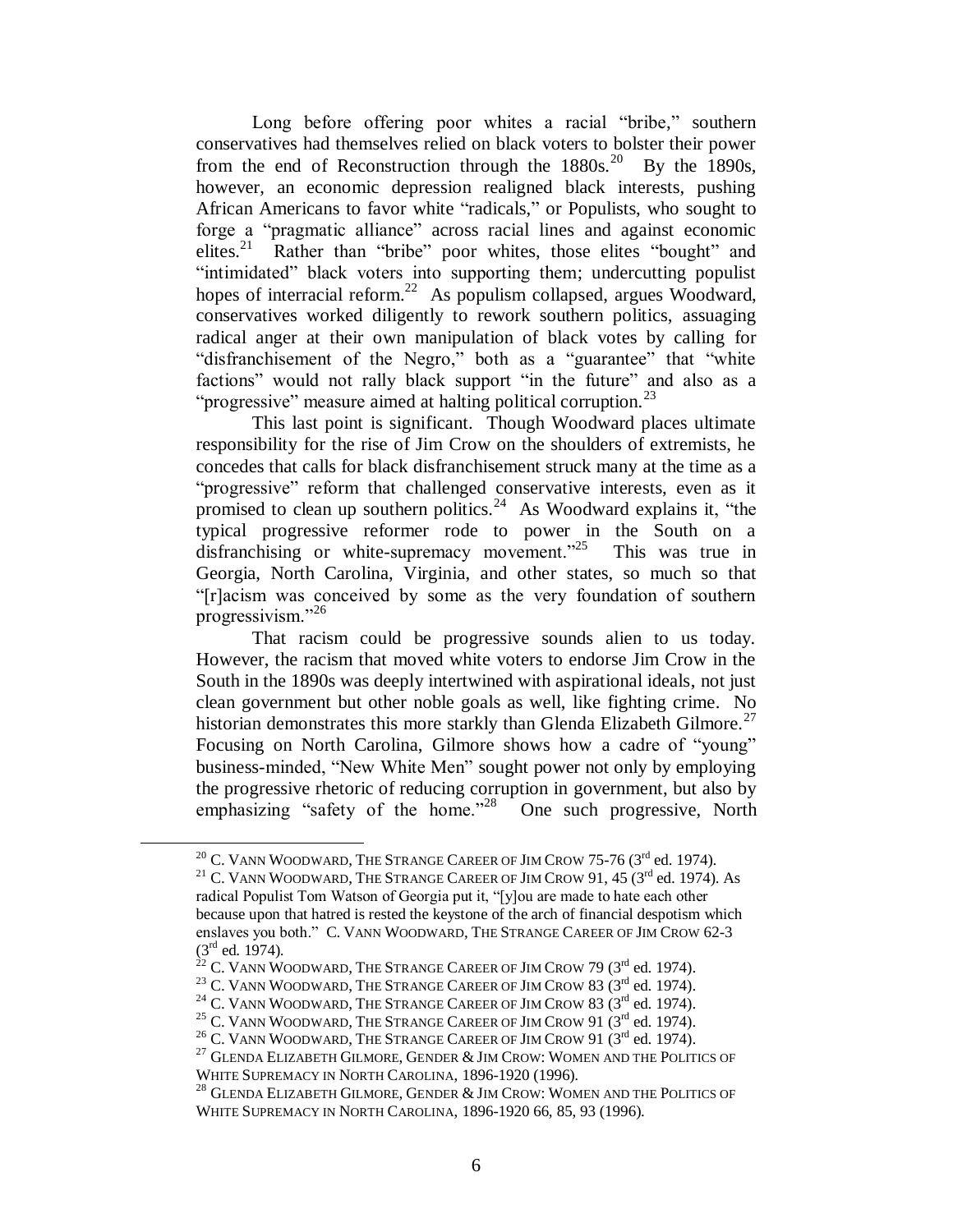Long before offering poor whites a racial "bribe," southern conservatives had themselves relied on black voters to bolster their power from the end of Reconstruction through the 1880s.[20] By the 1890s, however, an economic depression realigned black interests, pushing African Americans to favor white "radicals," or Populists, who sought to forge a "pragmatic alliance" across racial lines and against economic elites.[21] Rather than "bribe" poor whites, those elites "bought" and "intimidated" black voters into supporting them; undercutting populist hopes of interracial reform.[22] As populism collapsed, argues Woodward, conservatives worked diligently to rework southern politics, assuaging radical anger at their own manipulation of black votes by calling for "disfranchisement of the Negro," both as a "guarantee" that "white factions" would not rally black support "in the future" and also as a "progressive" measure aimed at halting political corruption.[23]

This last point is significant. Though Woodward places ultimate responsibility for the rise of Jim Crow on the shoulders of extremists, he concedes that calls for black disfranchisement struck many at the time as a "progressive" reform that challenged conservative interests, even as it promised to clean up southern politics.[24] As Woodward explains it, "the typical progressive reformer rode to power in the South on a disfranchising or white-supremacy movement."[25] This was true in Georgia, North Carolina, Virginia, and other states, so much so that "[r]acism was conceived by some as the very foundation of southern progressivism."[26]

That racism could be progressive sounds alien to us today. However, the racism that moved white voters to endorse Jim Crow in the South in the 1890s was deeply intertwined with aspirational ideals, not just clean government but other noble goals as well, like fighting crime. No historian demonstrates this more starkly than Glenda Elizabeth Gilmore.[27] Focusing on North Carolina, Gilmore shows how a cadre of "young" business-minded, "New White Men" sought power not only by employing the progressive rhetoric of reducing corruption in government, but also by emphasizing "safety of the home."[28] One such progressive, North

---

[20] C. VANN WOODWARD, THE STRANGE CAREER OF JIM CROW 75-76 (3rd ed. 1974).

[21] C. VANN WOODWARD, THE STRANGE CAREER OF JIM CROW 91, 45 (3rd ed. 1974). As radical Populist Tom Watson of Georgia put it, "[y]ou are made to hate each other because upon that hatred is rested the keystone of the arch of financial despotism which enslaves you both." C. VANN WOODWARD, THE STRANGE CAREER OF JIM CROW 62-3 (3rd ed. 1974).

[22] C. VANN WOODWARD, THE STRANGE CAREER OF JIM CROW 79 (3rd ed. 1974).

[23] C. VANN WOODWARD, THE STRANGE CAREER OF JIM CROW 83 (3rd ed. 1974).

[24] C. VANN WOODWARD, THE STRANGE CAREER OF JIM CROW 83 (3rd ed. 1974).

[25] C. VANN WOODWARD, THE STRANGE CAREER OF JIM CROW 91 (3rd ed. 1974).

[26] C. VANN WOODWARD, THE STRANGE CAREER OF JIM CROW 91 (3rd ed. 1974).

[27] GLENDA ELIZABETH GILMORE, GENDER & JIM CROW: WOMEN AND THE POLITICS OF WHITE SUPREMACY IN NORTH CAROLINA, 1896-1920 (1996).

[28] GLENDA ELIZABETH GILMORE, GENDER & JIM CROW: WOMEN AND THE POLITICS OF WHITE SUPREMACY IN NORTH CAROLINA, 1896-1920 66, 85, 93 (1996).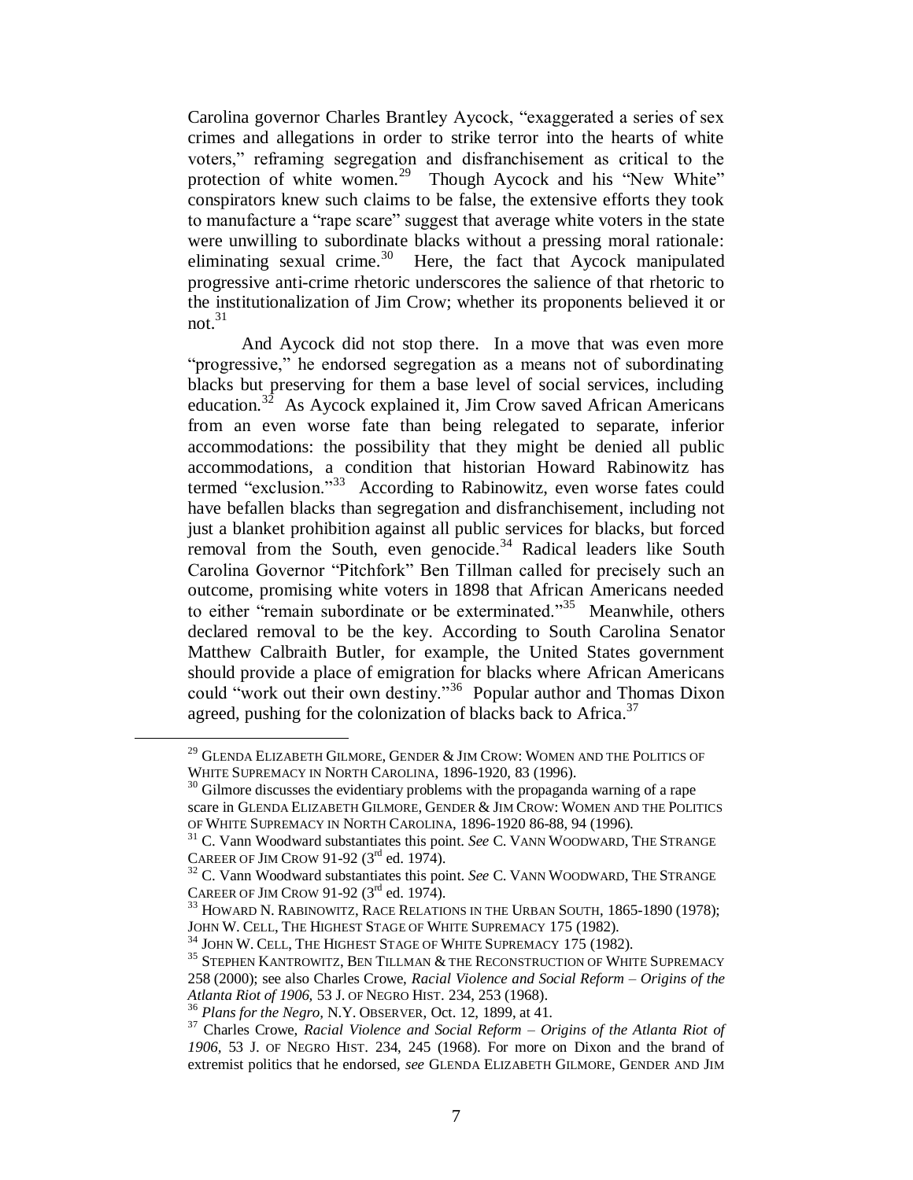Carolina governor Charles Brantley Aycock, "exaggerated a series of sex crimes and allegations in order to strike terror into the hearts of white voters," reframing segregation and disfranchisement as critical to the protection of white women.[29] Though Aycock and his "New White" conspirators knew such claims to be false, the extensive efforts they took to manufacture a "rape scare" suggest that average white voters in the state were unwilling to subordinate blacks without a pressing moral rationale: eliminating sexual crime.[30] Here, the fact that Aycock manipulated progressive anti-crime rhetoric underscores the salience of that rhetoric to the institutionalization of Jim Crow; whether its proponents believed it or not.[31]

And Aycock did not stop there. In a move that was even more "progressive," he endorsed segregation as a means not of subordinating blacks but preserving for them a base level of social services, including education.[32] As Aycock explained it, Jim Crow saved African Americans from an even worse fate than being relegated to separate, inferior accommodations: the possibility that they might be denied all public accommodations, a condition that historian Howard Rabinowitz has termed "exclusion."[33] According to Rabinowitz, even worse fates could have befallen blacks than segregation and disfranchisement, including not just a blanket prohibition against all public services for blacks, but forced removal from the South, even genocide.[34] Radical leaders like South Carolina Governor "Pitchfork" Ben Tillman called for precisely such an outcome, promising white voters in 1898 that African Americans needed to either "remain subordinate or be exterminated."[35] Meanwhile, others declared removal to be the key. According to South Carolina Senator Matthew Calbraith Butler, for example, the United States government should provide a place of emigration for blacks where African Americans could "work out their own destiny."[36] Popular author and Thomas Dixon agreed, pushing for the colonization of blacks back to Africa.[37]

---

[29] GLENDA ELIZABETH GILMORE, GENDER & JIM CROW: WOMEN AND THE POLITICS OF WHITE SUPREMACY IN NORTH CAROLINA, 1896-1920, 83 (1996).

[30] Gilmore discusses the evidentiary problems with the propaganda warning of a rape scare in GLENDA ELIZABETH GILMORE, GENDER & JIM CROW: WOMEN AND THE POLITICS OF WHITE SUPREMACY IN NORTH CAROLINA, 1896-1920 86-88, 94 (1996).

[31] C. Vann Woodward substantiates this point. *See* C. VANN WOODWARD, THE STRANGE CAREER OF JIM CROW 91-92 (3rd ed. 1974).

[32] C. Vann Woodward substantiates this point. *See* C. VANN WOODWARD, THE STRANGE CAREER OF JIM CROW 91-92 (3rd ed. 1974).

[33] HOWARD N. RABINOWITZ, RACE RELATIONS IN THE URBAN SOUTH, 1865-1890 (1978); JOHN W. CELL, THE HIGHEST STAGE OF WHITE SUPREMACY 175 (1982).

[34] JOHN W. CELL, THE HIGHEST STAGE OF WHITE SUPREMACY 175 (1982).

[35] STEPHEN KANTROWITZ, BEN TILLMAN & THE RECONSTRUCTION OF WHITE SUPREMACY 258 (2000); see also Charles Crowe, *Racial Violence and Social Reform – Origins of the Atlanta Riot of 1906*, 53 J. OF NEGRO HIST. 234, 253 (1968).

[36] *Plans for the Negro*, N.Y. OBSERVER, Oct. 12, 1899, at 41.

[37] Charles Crowe, *Racial Violence and Social Reform – Origins of the Atlanta Riot of 1906*, 53 J. OF NEGRO HIST. 234, 245 (1968). For more on Dixon and the brand of extremist politics that he endorsed, *see* GLENDA ELIZABETH GILMORE, GENDER AND JIM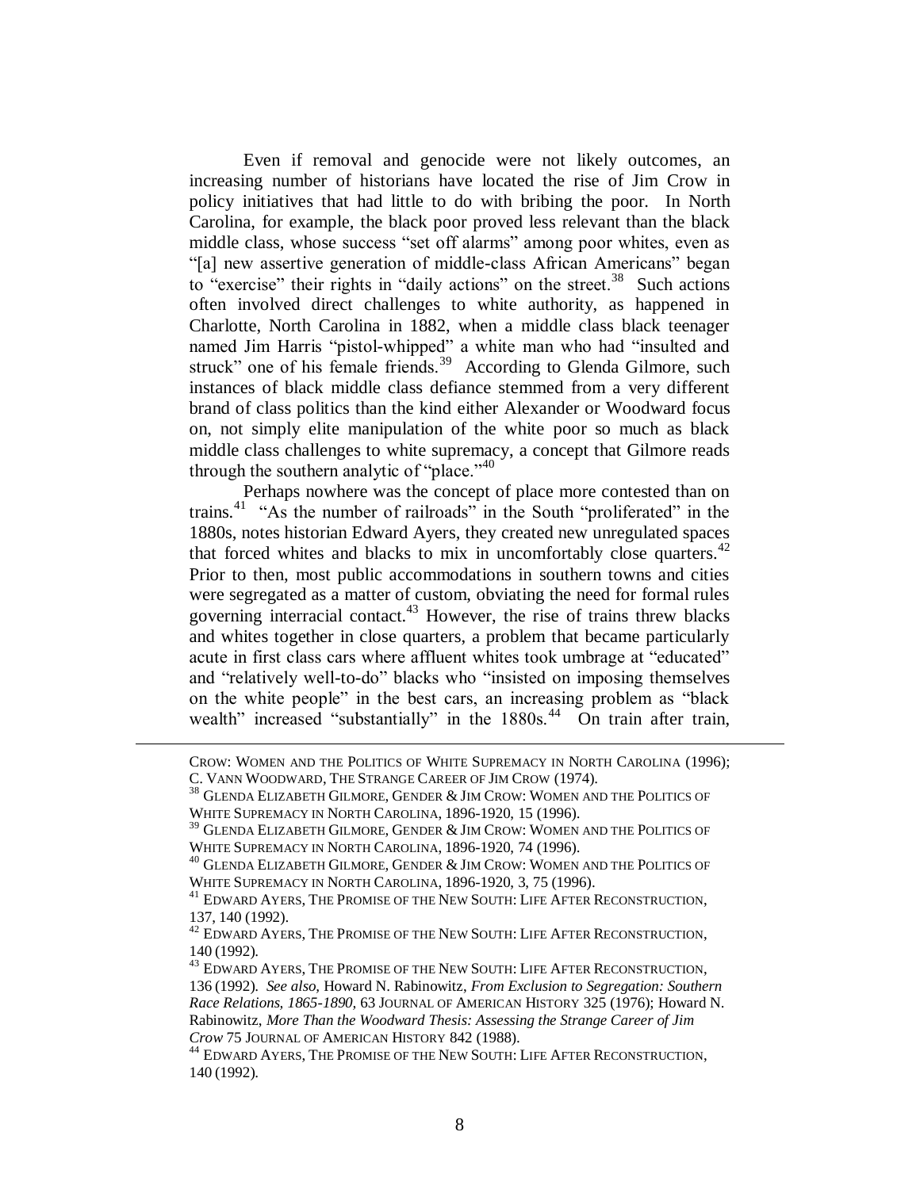Even if removal and genocide were not likely outcomes, an increasing number of historians have located the rise of Jim Crow in policy initiatives that had little to do with bribing the poor. In North Carolina, for example, the black poor proved less relevant than the black middle class, whose success "set off alarms" among poor whites, even as "[a] new assertive generation of middle-class African Americans" began to "exercise" their rights in "daily actions" on the street.[38] Such actions often involved direct challenges to white authority, as happened in Charlotte, North Carolina in 1882, when a middle class black teenager named Jim Harris "pistol-whipped" a white man who had "insulted and struck" one of his female friends.[39] According to Glenda Gilmore, such instances of black middle class defiance stemmed from a very different brand of class politics than the kind either Alexander or Woodward focus on, not simply elite manipulation of the white poor so much as black middle class challenges to white supremacy, a concept that Gilmore reads through the southern analytic of "place."[40]

Perhaps nowhere was the concept of place more contested than on trains.[41] "As the number of railroads" in the South "proliferated" in the 1880s, notes historian Edward Ayers, they created new unregulated spaces that forced whites and blacks to mix in uncomfortably close quarters.[42] Prior to then, most public accommodations in southern towns and cities were segregated as a matter of custom, obviating the need for formal rules governing interracial contact.[43] However, the rise of trains threw blacks and whites together in close quarters, a problem that became particularly acute in first class cars where affluent whites took umbrage at "educated" and "relatively well-to-do" blacks who "insisted on imposing themselves on the white people" in the best cars, an increasing problem as "black wealth" increased "substantially" in the 1880s.[44] On train after train,

---

CROW: WOMEN AND THE POLITICS OF WHITE SUPREMACY IN NORTH CAROLINA (1996); C. VANN WOODWARD, THE STRANGE CAREER OF JIM CROW (1974).

[38] GLENDA ELIZABETH GILMORE, GENDER & JIM CROW: WOMEN AND THE POLITICS OF WHITE SUPREMACY IN NORTH CAROLINA, 1896-1920, 15 (1996).

[39] GLENDA ELIZABETH GILMORE, GENDER & JIM CROW: WOMEN AND THE POLITICS OF WHITE SUPREMACY IN NORTH CAROLINA, 1896-1920, 74 (1996).

[40] GLENDA ELIZABETH GILMORE, GENDER & JIM CROW: WOMEN AND THE POLITICS OF WHITE SUPREMACY IN NORTH CAROLINA, 1896-1920, 3, 75 (1996).

[41] EDWARD AYERS, THE PROMISE OF THE NEW SOUTH: LIFE AFTER RECONSTRUCTION, 137, 140 (1992).

[42] EDWARD AYERS, THE PROMISE OF THE NEW SOUTH: LIFE AFTER RECONSTRUCTION, 140 (1992).

[43] EDWARD AYERS, THE PROMISE OF THE NEW SOUTH: LIFE AFTER RECONSTRUCTION, 136 (1992). *See also,* Howard N. Rabinowitz, *From Exclusion to Segregation: Southern Race Relations, 1865-1890,* 63 JOURNAL OF AMERICAN HISTORY 325 (1976); Howard N. Rabinowitz, *More Than the Woodward Thesis: Assessing the Strange Career of Jim Crow* 75 JOURNAL OF AMERICAN HISTORY 842 (1988).

[44] EDWARD AYERS, THE PROMISE OF THE NEW SOUTH: LIFE AFTER RECONSTRUCTION, 140 (1992).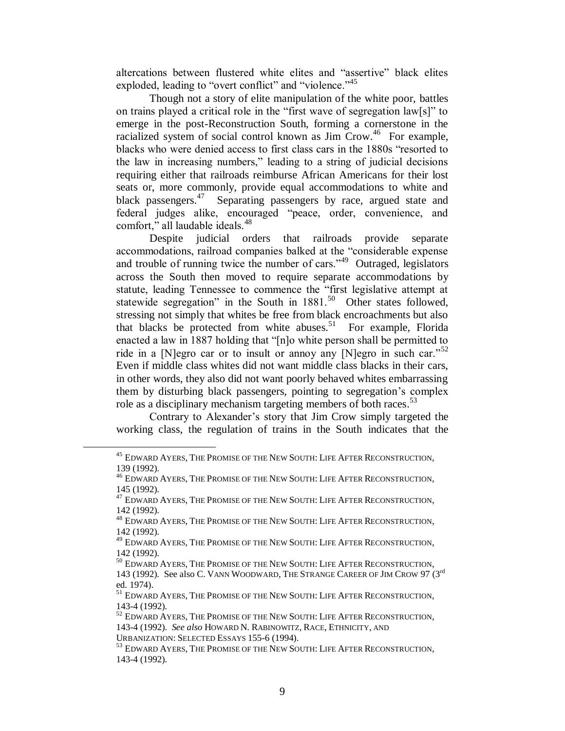altercations between flustered white elites and "assertive" black elites exploded, leading to "overt conflict" and "violence."[45]

Though not a story of elite manipulation of the white poor, battles on trains played a critical role in the "first wave of segregation law[s]" to emerge in the post-Reconstruction South, forming a cornerstone in the racialized system of social control known as Jim Crow.[46] For example, blacks who were denied access to first class cars in the 1880s "resorted to the law in increasing numbers," leading to a string of judicial decisions requiring either that railroads reimburse African Americans for their lost seats or, more commonly, provide equal accommodations to white and black passengers.[47] Separating passengers by race, argued state and federal judges alike, encouraged "peace, order, convenience, and comfort," all laudable ideals.[48]

Despite judicial orders that railroads provide separate accommodations, railroad companies balked at the "considerable expense and trouble of running twice the number of cars."[49] Outraged, legislators across the South then moved to require separate accommodations by statute, leading Tennessee to commence the "first legislative attempt at statewide segregation" in the South in 1881.[50] Other states followed, stressing not simply that whites be free from black encroachments but also that blacks be protected from white abuses.[51] For example, Florida enacted a law in 1887 holding that "[n]o white person shall be permitted to ride in a [N]egro car or to insult or annoy any [N]egro in such car."[52] Even if middle class whites did not want middle class blacks in their cars, in other words, they also did not want poorly behaved whites embarrassing them by disturbing black passengers, pointing to segregation's complex role as a disciplinary mechanism targeting members of both races.[53]

Contrary to Alexander's story that Jim Crow simply targeted the working class, the regulation of trains in the South indicates that the

---

[45] EDWARD AYERS, THE PROMISE OF THE NEW SOUTH: LIFE AFTER RECONSTRUCTION, 139 (1992).

[46] EDWARD AYERS, THE PROMISE OF THE NEW SOUTH: LIFE AFTER RECONSTRUCTION, 145 (1992).

[47] EDWARD AYERS, THE PROMISE OF THE NEW SOUTH: LIFE AFTER RECONSTRUCTION, 142 (1992).

[48] EDWARD AYERS, THE PROMISE OF THE NEW SOUTH: LIFE AFTER RECONSTRUCTION, 142 (1992).

[49] EDWARD AYERS, THE PROMISE OF THE NEW SOUTH: LIFE AFTER RECONSTRUCTION, 142 (1992).

[50] EDWARD AYERS, THE PROMISE OF THE NEW SOUTH: LIFE AFTER RECONSTRUCTION, 143 (1992). See also C. VANN WOODWARD, THE STRANGE CAREER OF JIM CROW 97 (3rd ed. 1974).

[51] EDWARD AYERS, THE PROMISE OF THE NEW SOUTH: LIFE AFTER RECONSTRUCTION, 143-4 (1992).

[52] EDWARD AYERS, THE PROMISE OF THE NEW SOUTH: LIFE AFTER RECONSTRUCTION, 143-4 (1992). *See also* HOWARD N. RABINOWITZ, RACE, ETHNICITY, AND URBANIZATION: SELECTED ESSAYS 155-6 (1994).

[53] EDWARD AYERS, THE PROMISE OF THE NEW SOUTH: LIFE AFTER RECONSTRUCTION, 143-4 (1992).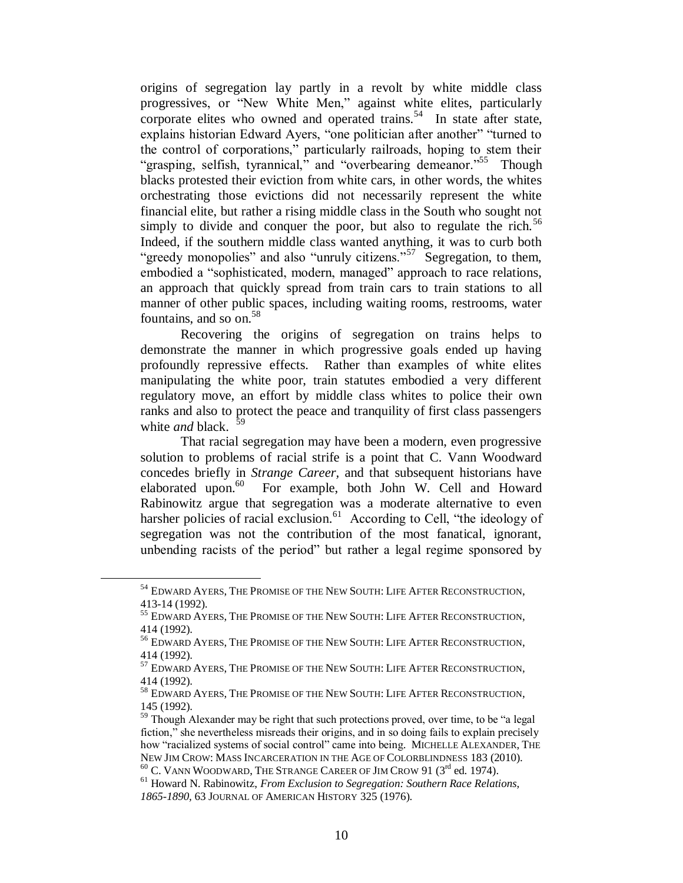origins of segregation lay partly in a revolt by white middle class progressives, or "New White Men," against white elites, particularly corporate elites who owned and operated trains.[54] In state after state, explains historian Edward Ayers, "one politician after another" "turned to the control of corporations," particularly railroads, hoping to stem their "grasping, selfish, tyrannical," and "overbearing demeanor."[55] Though blacks protested their eviction from white cars, in other words, the whites orchestrating those evictions did not necessarily represent the white financial elite, but rather a rising middle class in the South who sought not simply to divide and conquer the poor, but also to regulate the rich.[56] Indeed, if the southern middle class wanted anything, it was to curb both "greedy monopolies" and also "unruly citizens."[57] Segregation, to them, embodied a "sophisticated, modern, managed" approach to race relations, an approach that quickly spread from train cars to train stations to all manner of other public spaces, including waiting rooms, restrooms, water fountains, and so on.[58]

Recovering the origins of segregation on trains helps to demonstrate the manner in which progressive goals ended up having profoundly repressive effects. Rather than examples of white elites manipulating the white poor, train statutes embodied a very different regulatory move, an effort by middle class whites to police their own ranks and also to protect the peace and tranquility of first class passengers white *and* black. [59]

That racial segregation may have been a modern, even progressive solution to problems of racial strife is a point that C. Vann Woodward concedes briefly in *Strange Career*, and that subsequent historians have elaborated upon.[60] For example, both John W. Cell and Howard Rabinowitz argue that segregation was a moderate alternative to even harsher policies of racial exclusion.[61] According to Cell, "the ideology of segregation was not the contribution of the most fanatical, ignorant, unbending racists of the period" but rather a legal regime sponsored by

---

[54] EDWARD AYERS, THE PROMISE OF THE NEW SOUTH: LIFE AFTER RECONSTRUCTION, 413-14 (1992).

[55] EDWARD AYERS, THE PROMISE OF THE NEW SOUTH: LIFE AFTER RECONSTRUCTION, 414 (1992).

[56] EDWARD AYERS, THE PROMISE OF THE NEW SOUTH: LIFE AFTER RECONSTRUCTION, 414 (1992).

[57] EDWARD AYERS, THE PROMISE OF THE NEW SOUTH: LIFE AFTER RECONSTRUCTION, 414 (1992).

[58] EDWARD AYERS, THE PROMISE OF THE NEW SOUTH: LIFE AFTER RECONSTRUCTION, 145 (1992).

[59] Though Alexander may be right that such protections proved, over time, to be "a legal fiction," she nevertheless misreads their origins, and in so doing fails to explain precisely how "racialized systems of social control" came into being. MICHELLE ALEXANDER, THE NEW JIM CROW: MASS INCARCERATION IN THE AGE OF COLORBLINDNESS 183 (2010).

[60] C. VANN WOODWARD, THE STRANGE CAREER OF JIM CROW 91 (3rd ed. 1974).

[61] Howard N. Rabinowitz, *From Exclusion to Segregation: Southern Race Relations, 1865-1890*, 63 JOURNAL OF AMERICAN HISTORY 325 (1976).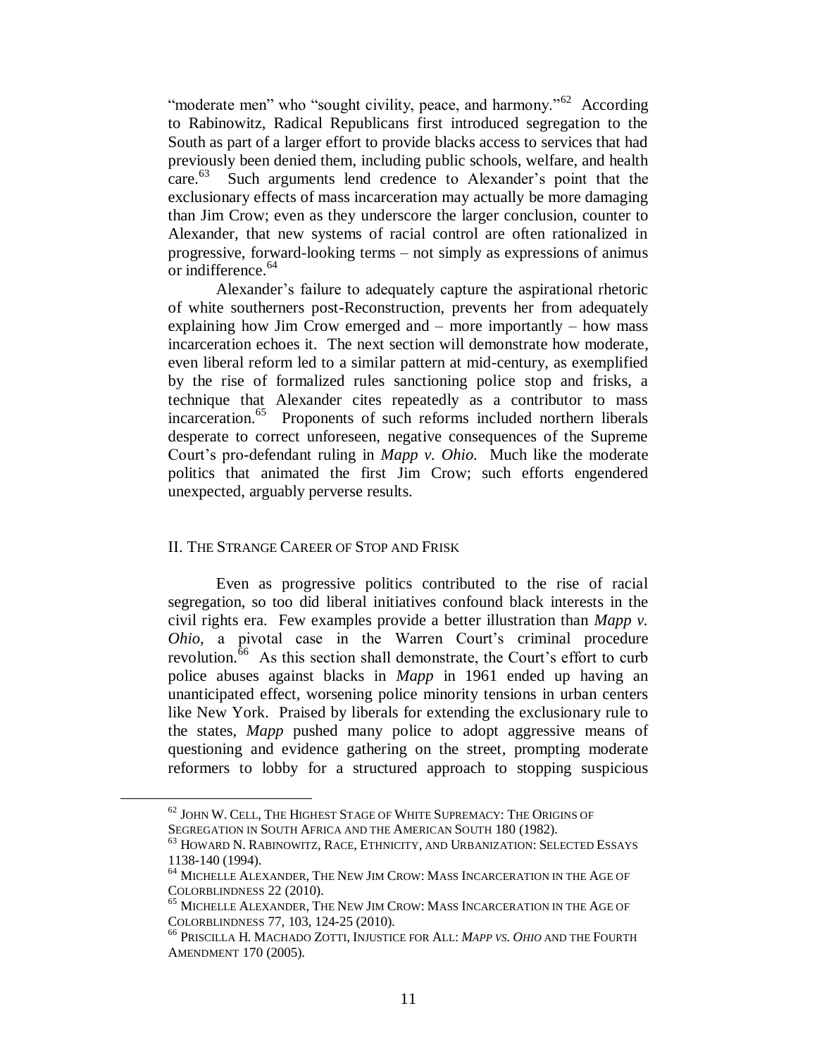"moderate men" who "sought civility, peace, and harmony."[62] According to Rabinowitz, Radical Republicans first introduced segregation to the South as part of a larger effort to provide blacks access to services that had previously been denied them, including public schools, welfare, and health care.[63] Such arguments lend credence to Alexander's point that the exclusionary effects of mass incarceration may actually be more damaging than Jim Crow; even as they underscore the larger conclusion, counter to Alexander, that new systems of racial control are often rationalized in progressive, forward-looking terms – not simply as expressions of animus or indifference.[64]

Alexander's failure to adequately capture the aspirational rhetoric of white southerners post-Reconstruction, prevents her from adequately explaining how Jim Crow emerged and – more importantly – how mass incarceration echoes it. The next section will demonstrate how moderate, even liberal reform led to a similar pattern at mid-century, as exemplified by the rise of formalized rules sanctioning police stop and frisks, a technique that Alexander cites repeatedly as a contributor to mass incarceration.[65] Proponents of such reforms included northern liberals desperate to correct unforeseen, negative consequences of the Supreme Court's pro-defendant ruling in *Mapp v. Ohio*. Much like the moderate politics that animated the first Jim Crow; such efforts engendered unexpected, arguably perverse results.

## II. The Strange Career of Stop and Frisk

Even as progressive politics contributed to the rise of racial segregation, so too did liberal initiatives confound black interests in the civil rights era. Few examples provide a better illustration than *Mapp v. Ohio*, a pivotal case in the Warren Court's criminal procedure revolution.[66] As this section shall demonstrate, the Court's effort to curb police abuses against blacks in *Mapp* in 1961 ended up having an unanticipated effect, worsening police minority tensions in urban centers like New York. Praised by liberals for extending the exclusionary rule to the states, *Mapp* pushed many police to adopt aggressive means of questioning and evidence gathering on the street, prompting moderate reformers to lobby for a structured approach to stopping suspicious

---

[62] John W. Cell, The Highest Stage of White Supremacy: The Origins of Segregation in South Africa and the American South 180 (1982).

[63] Howard N. Rabinowitz, Race, Ethnicity, and Urbanization: Selected Essays 1138-140 (1994).

[64] Michelle Alexander, The New Jim Crow: Mass Incarceration in the Age of Colorblindness 22 (2010).

[65] Michelle Alexander, The New Jim Crow: Mass Incarceration in the Age of Colorblindness 77, 103, 124-25 (2010).

[66] Priscilla H. Machado Zotti, Injustice for All: *Mapp vs. Ohio* and the Fourth Amendment 170 (2005).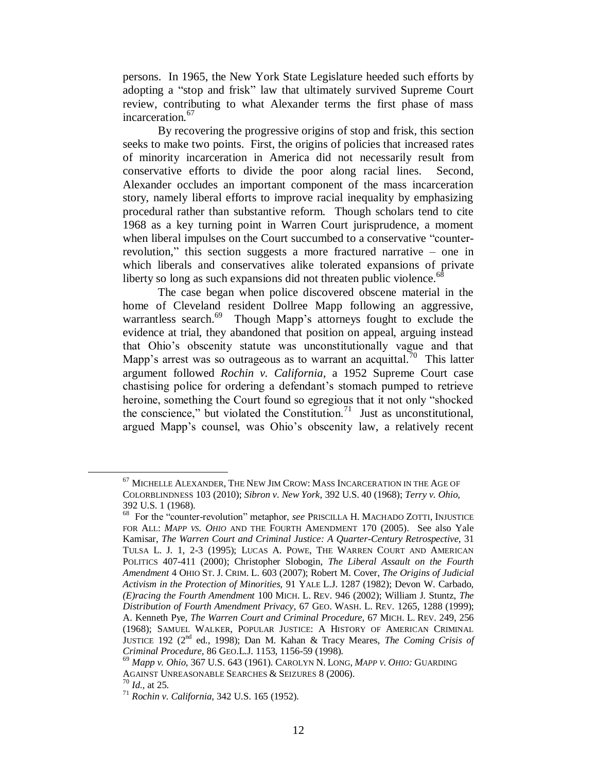persons. In 1965, the New York State Legislature heeded such efforts by adopting a "stop and frisk" law that ultimately survived Supreme Court review, contributing to what Alexander terms the first phase of mass incarceration.[67]

By recovering the progressive origins of stop and frisk, this section seeks to make two points. First, the origins of policies that increased rates of minority incarceration in America did not necessarily result from conservative efforts to divide the poor along racial lines. Second, Alexander occludes an important component of the mass incarceration story, namely liberal efforts to improve racial inequality by emphasizing procedural rather than substantive reform. Though scholars tend to cite 1968 as a key turning point in Warren Court jurisprudence, a moment when liberal impulses on the Court succumbed to a conservative "counter-revolution," this section suggests a more fractured narrative – one in which liberals and conservatives alike tolerated expansions of private liberty so long as such expansions did not threaten public violence.[68]

The case began when police discovered obscene material in the home of Cleveland resident Dollree Mapp following an aggressive, warrantless search.[69] Though Mapp's attorneys fought to exclude the evidence at trial, they abandoned that position on appeal, arguing instead that Ohio's obscenity statute was unconstitutionally vague and that Mapp's arrest was so outrageous as to warrant an acquittal.[70] This latter argument followed *Rochin v. California*, a 1952 Supreme Court case chastising police for ordering a defendant's stomach pumped to retrieve heroine, something the Court found so egregious that it not only "shocked the conscience," but violated the Constitution.[71] Just as unconstitutional, argued Mapp's counsel, was Ohio's obscenity law, a relatively recent

---

[67] MICHELLE ALEXANDER, THE NEW JIM CROW: MASS INCARCERATION IN THE AGE OF COLORBLINDNESS 103 (2010); *Sibron v. New York*, 392 U.S. 40 (1968); *Terry v. Ohio*, 392 U.S. 1 (1968).

[68] For the "counter-revolution" metaphor, *see* PRISCILLA H. MACHADO ZOTTI, INJUSTICE FOR ALL: *MAPP VS. OHIO* AND THE FOURTH AMENDMENT 170 (2005). See also Yale Kamisar, *The Warren Court and Criminal Justice: A Quarter-Century Retrospective*, 31 TULSA L. J. 1, 2-3 (1995); LUCAS A. POWE, THE WARREN COURT AND AMERICAN POLITICS 407-411 (2000); Christopher Slobogin, *The Liberal Assault on the Fourth Amendment* 4 OHIO ST. J. CRIM. L. 603 (2007); Robert M. Cover, *The Origins of Judicial Activism in the Protection of Minorities*, 91 YALE L.J. 1287 (1982); Devon W. Carbado, *(E)racing the Fourth Amendment* 100 MICH. L. REV. 946 (2002); William J. Stuntz, *The Distribution of Fourth Amendment Privacy*, 67 GEO. WASH. L. REV. 1265, 1288 (1999); A. Kenneth Pye, *The Warren Court and Criminal Procedure*, 67 MICH. L. REV. 249, 256 (1968); SAMUEL WALKER, POPULAR JUSTICE: A HISTORY OF AMERICAN CRIMINAL JUSTICE 192 (2nd ed., 1998); Dan M. Kahan & Tracy Meares, *The Coming Crisis of Criminal Procedure*, 86 GEO.L.J. 1153, 1156-59 (1998).

[69] *Mapp v. Ohio*, 367 U.S. 643 (1961). CAROLYN N. LONG, *MAPP V. OHIO:* GUARDING AGAINST UNREASONABLE SEARCHES & SEIZURES 8 (2006).

[70] *Id.*, at 25.

[71] *Rochin v. California*, 342 U.S. 165 (1952).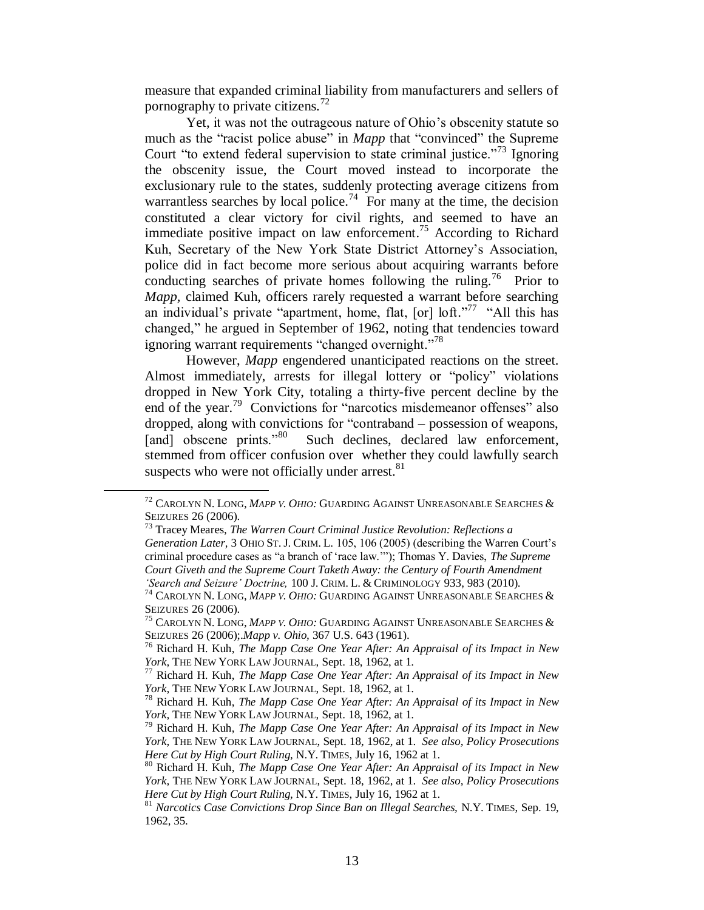measure that expanded criminal liability from manufacturers and sellers of pornography to private citizens.[72]

Yet, it was not the outrageous nature of Ohio's obscenity statute so much as the "racist police abuse" in *Mapp* that "convinced" the Supreme Court "to extend federal supervision to state criminal justice."[73] Ignoring the obscenity issue, the Court moved instead to incorporate the exclusionary rule to the states, suddenly protecting average citizens from warrantless searches by local police.[74] For many at the time, the decision constituted a clear victory for civil rights, and seemed to have an immediate positive impact on law enforcement.[75] According to Richard Kuh, Secretary of the New York State District Attorney's Association, police did in fact become more serious about acquiring warrants before conducting searches of private homes following the ruling.[76] Prior to *Mapp,* claimed Kuh, officers rarely requested a warrant before searching an individual's private "apartment, home, flat, [or] loft."[77] "All this has changed," he argued in September of 1962, noting that tendencies toward ignoring warrant requirements "changed overnight."[78]

However, *Mapp* engendered unanticipated reactions on the street. Almost immediately, arrests for illegal lottery or "policy" violations dropped in New York City, totaling a thirty-five percent decline by the end of the year.[79] Convictions for "narcotics misdemeanor offenses" also dropped, along with convictions for "contraband – possession of weapons, [and] obscene prints."[80] Such declines, declared law enforcement, stemmed from officer confusion over whether they could lawfully search suspects who were not officially under arrest.[81]

---

[72] CAROLYN N. LONG, *MAPP V. OHIO:* GUARDING AGAINST UNREASONABLE SEARCHES & SEIZURES 26 (2006).

[73] Tracey Meares, *The Warren Court Criminal Justice Revolution: Reflections a Generation Later,* 3 OHIO ST. J. CRIM. L. 105, 106 (2005) (describing the Warren Court's criminal procedure cases as "a branch of 'race law.'"); Thomas Y. Davies, *The Supreme Court Giveth and the Supreme Court Taketh Away: the Century of Fourth Amendment 'Search and Seizure' Doctrine,* 100 J. CRIM. L. & CRIMINOLOGY 933, 983 (2010).

[74] CAROLYN N. LONG, *MAPP V. OHIO:* GUARDING AGAINST UNREASONABLE SEARCHES & SEIZURES 26 (2006).

[75] CAROLYN N. LONG, *MAPP V. OHIO:* GUARDING AGAINST UNREASONABLE SEARCHES & SEIZURES 26 (2006);.*Mapp v. Ohio,* 367 U.S. 643 (1961).

[76] Richard H. Kuh, *The Mapp Case One Year After: An Appraisal of its Impact in New York,* THE NEW YORK LAW JOURNAL, Sept. 18, 1962, at 1.

[77] Richard H. Kuh, *The Mapp Case One Year After: An Appraisal of its Impact in New York,* THE NEW YORK LAW JOURNAL, Sept. 18, 1962, at 1.

[78] Richard H. Kuh, *The Mapp Case One Year After: An Appraisal of its Impact in New York,* THE NEW YORK LAW JOURNAL, Sept. 18, 1962, at 1.

[79] Richard H. Kuh, *The Mapp Case One Year After: An Appraisal of its Impact in New York,* THE NEW YORK LAW JOURNAL, Sept. 18, 1962, at 1. *See also, Policy Prosecutions Here Cut by High Court Ruling,* N.Y. TIMES, July 16, 1962 at 1.

[80] Richard H. Kuh, *The Mapp Case One Year After: An Appraisal of its Impact in New York,* THE NEW YORK LAW JOURNAL, Sept. 18, 1962, at 1. *See also, Policy Prosecutions Here Cut by High Court Ruling,* N.Y. TIMES, July 16, 1962 at 1.

[81] *Narcotics Case Convictions Drop Since Ban on Illegal Searches,* N.Y. TIMES, Sep. 19, 1962, 35.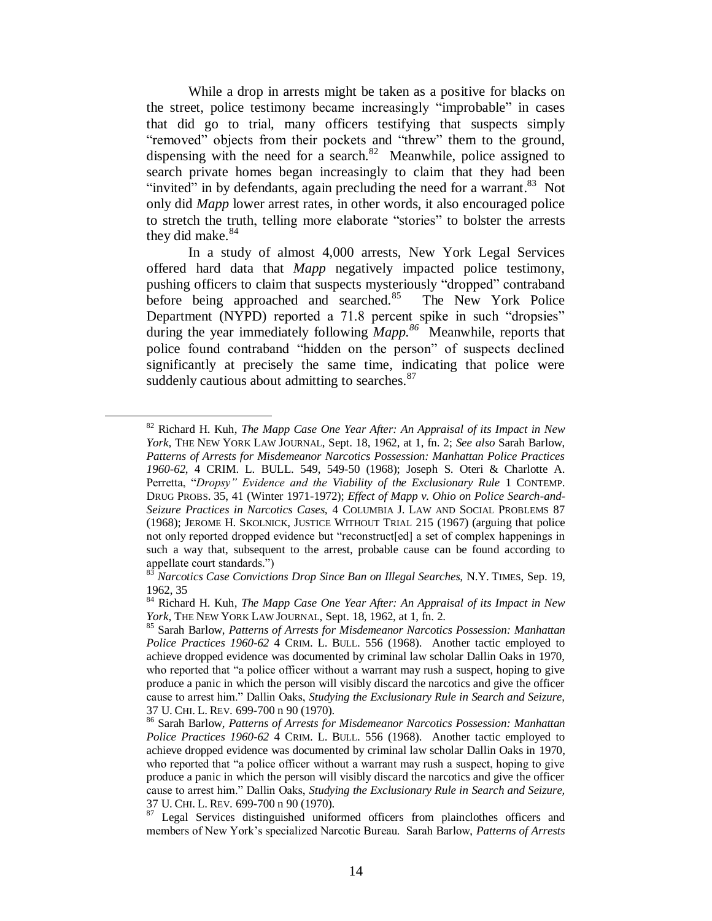While a drop in arrests might be taken as a positive for blacks on the street, police testimony became increasingly "improbable" in cases that did go to trial, many officers testifying that suspects simply "removed" objects from their pockets and "threw" them to the ground, dispensing with the need for a search.[82] Meanwhile, police assigned to search private homes began increasingly to claim that they had been "invited" in by defendants, again precluding the need for a warrant.[83] Not only did *Mapp* lower arrest rates, in other words, it also encouraged police to stretch the truth, telling more elaborate "stories" to bolster the arrests they did make.[84]

In a study of almost 4,000 arrests, New York Legal Services offered hard data that *Mapp* negatively impacted police testimony, pushing officers to claim that suspects mysteriously "dropped" contraband before being approached and searched.[85] The New York Police Department (NYPD) reported a 71.8 percent spike in such "dropsies" during the year immediately following *Mapp*.[86] Meanwhile, reports that police found contraband "hidden on the person" of suspects declined significantly at precisely the same time, indicating that police were suddenly cautious about admitting to searches.[87]

---

[82] Richard H. Kuh, *The Mapp Case One Year After: An Appraisal of its Impact in New York*, THE NEW YORK LAW JOURNAL, Sept. 18, 1962, at 1, fn. 2; *See also* Sarah Barlow, *Patterns of Arrests for Misdemeanor Narcotics Possession: Manhattan Police Practices 1960-62*, 4 CRIM. L. BULL. 549, 549-50 (1968); Joseph S. Oteri & Charlotte A. Perretta, "*Dropsy" Evidence and the Viability of the Exclusionary Rule* 1 CONTEMP. DRUG PROBS. 35, 41 (Winter 1971-1972); *Effect of Mapp v. Ohio on Police Search-and-Seizure Practices in Narcotics Cases*, 4 COLUMBIA J. LAW AND SOCIAL PROBLEMS 87 (1968); JEROME H. SKOLNICK, JUSTICE WITHOUT TRIAL 215 (1967) (arguing that police not only reported dropped evidence but "reconstruct[ed] a set of complex happenings in such a way that, subsequent to the arrest, probable cause can be found according to appellate court standards.")

[83] *Narcotics Case Convictions Drop Since Ban on Illegal Searches,* N.Y. TIMES, Sep. 19, 1962, 35

[84] Richard H. Kuh, *The Mapp Case One Year After: An Appraisal of its Impact in New York*, THE NEW YORK LAW JOURNAL, Sept. 18, 1962, at 1, fn. 2.

[85] Sarah Barlow, *Patterns of Arrests for Misdemeanor Narcotics Possession: Manhattan Police Practices 1960-62* 4 CRIM. L. BULL. 556 (1968). Another tactic employed to achieve dropped evidence was documented by criminal law scholar Dallin Oaks in 1970, who reported that "a police officer without a warrant may rush a suspect, hoping to give produce a panic in which the person will visibly discard the narcotics and give the officer cause to arrest him." Dallin Oaks, *Studying the Exclusionary Rule in Search and Seizure,* 37 U. CHI. L. REV. 699-700 n 90 (1970).

[86] Sarah Barlow, *Patterns of Arrests for Misdemeanor Narcotics Possession: Manhattan Police Practices 1960-62* 4 CRIM. L. BULL. 556 (1968). Another tactic employed to achieve dropped evidence was documented by criminal law scholar Dallin Oaks in 1970, who reported that "a police officer without a warrant may rush a suspect, hoping to give produce a panic in which the person will visibly discard the narcotics and give the officer cause to arrest him." Dallin Oaks, *Studying the Exclusionary Rule in Search and Seizure,* 37 U. CHI. L. REV. 699-700 n 90 (1970).

[87] Legal Services distinguished uniformed officers from plainclothes officers and members of New York's specialized Narcotic Bureau. Sarah Barlow, *Patterns of Arrests*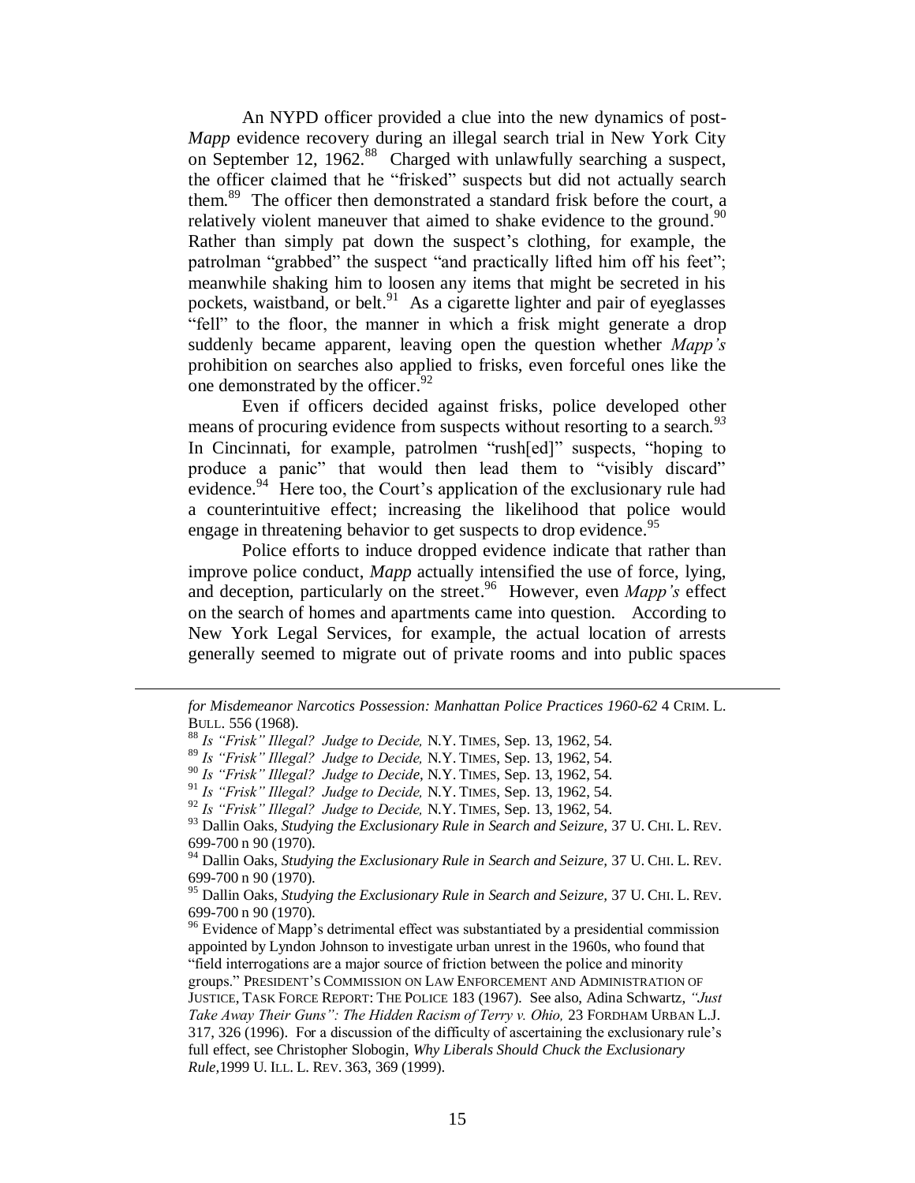An NYPD officer provided a clue into the new dynamics of post-*Mapp* evidence recovery during an illegal search trial in New York City on September 12, 1962.[88] Charged with unlawfully searching a suspect, the officer claimed that he "frisked" suspects but did not actually search them.[89] The officer then demonstrated a standard frisk before the court, a relatively violent maneuver that aimed to shake evidence to the ground.[90] Rather than simply pat down the suspect's clothing, for example, the patrolman "grabbed" the suspect "and practically lifted him off his feet"; meanwhile shaking him to loosen any items that might be secreted in his pockets, waistband, or belt.[91] As a cigarette lighter and pair of eyeglasses "fell" to the floor, the manner in which a frisk might generate a drop suddenly became apparent, leaving open the question whether *Mapp's* prohibition on searches also applied to frisks, even forceful ones like the one demonstrated by the officer.[92]

Even if officers decided against frisks, police developed other means of procuring evidence from suspects without resorting to a search.[93] In Cincinnati, for example, patrolmen "rush[ed]" suspects, "hoping to produce a panic" that would then lead them to "visibly discard" evidence.[94] Here too, the Court's application of the exclusionary rule had a counterintuitive effect; increasing the likelihood that police would engage in threatening behavior to get suspects to drop evidence.[95]

Police efforts to induce dropped evidence indicate that rather than improve police conduct, *Mapp* actually intensified the use of force, lying, and deception, particularly on the street.[96] However, even *Mapp's* effect on the search of homes and apartments came into question. According to New York Legal Services, for example, the actual location of arrests generally seemed to migrate out of private rooms and into public spaces

---

*for Misdemeanor Narcotics Possession: Manhattan Police Practices 1960-62* 4 CRIM. L. BULL. 556 (1968).

[88] *Is "Frisk" Illegal? Judge to Decide,* N.Y. TIMES, Sep. 13, 1962, 54.

[89] *Is "Frisk" Illegal? Judge to Decide,* N.Y. TIMES, Sep. 13, 1962, 54.

[90] *Is "Frisk" Illegal? Judge to Decide,* N.Y. TIMES, Sep. 13, 1962, 54.

[91] *Is "Frisk" Illegal? Judge to Decide,* N.Y. TIMES, Sep. 13, 1962, 54.

[92] *Is "Frisk" Illegal? Judge to Decide,* N.Y. TIMES, Sep. 13, 1962, 54.

[93] Dallin Oaks, *Studying the Exclusionary Rule in Search and Seizure,* 37 U. CHI. L. REV. 699-700 n 90 (1970).

[94] Dallin Oaks, *Studying the Exclusionary Rule in Search and Seizure,* 37 U. CHI. L. REV. 699-700 n 90 (1970).

[95] Dallin Oaks, *Studying the Exclusionary Rule in Search and Seizure,* 37 U. CHI. L. REV. 699-700 n 90 (1970).

[96] Evidence of Mapp's detrimental effect was substantiated by a presidential commission appointed by Lyndon Johnson to investigate urban unrest in the 1960s, who found that "field interrogations are a major source of friction between the police and minority groups." PRESIDENT'S COMMISSION ON LAW ENFORCEMENT AND ADMINISTRATION OF JUSTICE, TASK FORCE REPORT: THE POLICE 183 (1967). See also, Adina Schwartz, *"Just Take Away Their Guns": The Hidden Racism of Terry v. Ohio,* 23 FORDHAM URBAN L.J. 317, 326 (1996). For a discussion of the difficulty of ascertaining the exclusionary rule's full effect, see Christopher Slobogin, *Why Liberals Should Chuck the Exclusionary Rule,*1999 U. ILL. L. REV. 363, 369 (1999).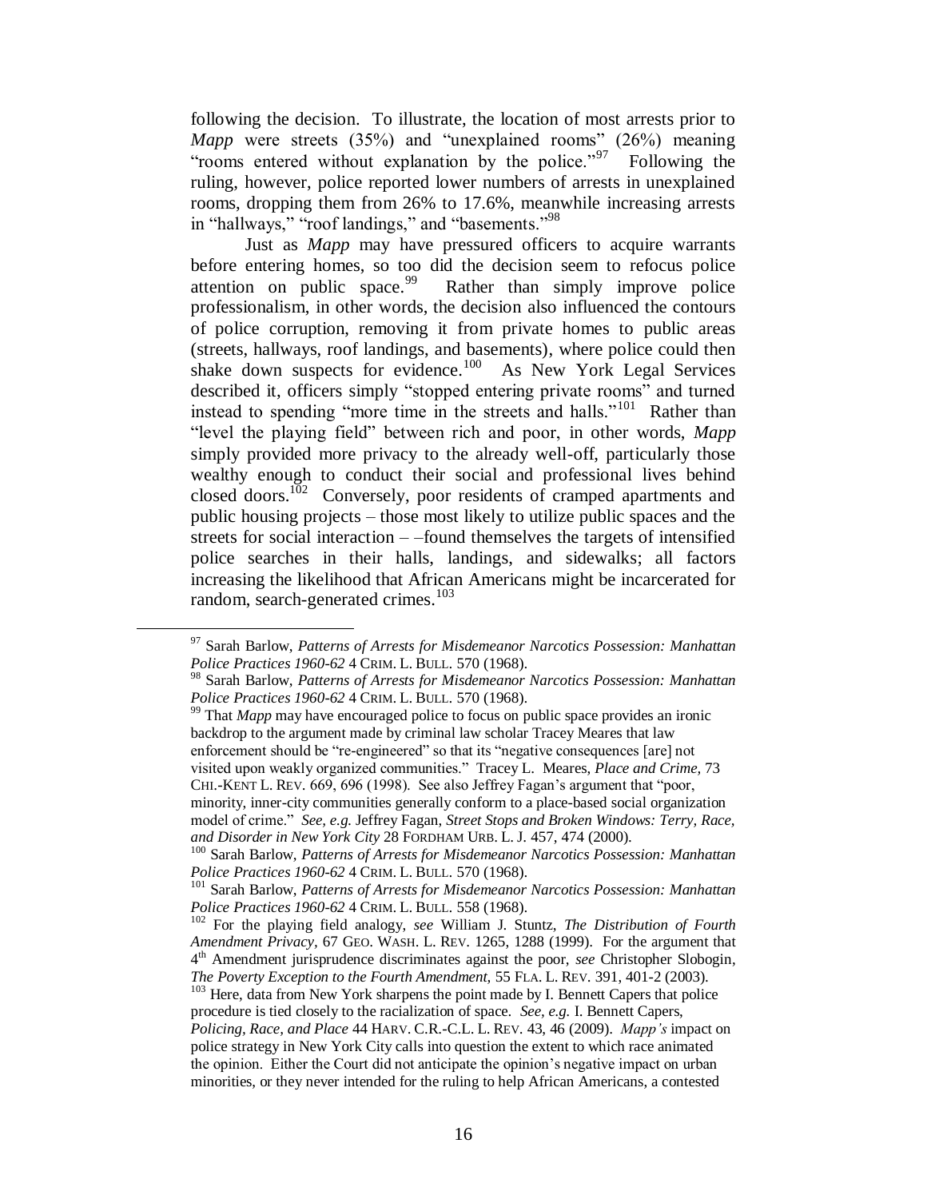following the decision. To illustrate, the location of most arrests prior to *Mapp* were streets (35%) and "unexplained rooms" (26%) meaning "rooms entered without explanation by the police."[97] Following the ruling, however, police reported lower numbers of arrests in unexplained rooms, dropping them from 26% to 17.6%, meanwhile increasing arrests in "hallways," "roof landings," and "basements."[98]

Just as *Mapp* may have pressured officers to acquire warrants before entering homes, so too did the decision seem to refocus police attention on public space.[99] Rather than simply improve police professionalism, in other words, the decision also influenced the contours of police corruption, removing it from private homes to public areas (streets, hallways, roof landings, and basements), where police could then shake down suspects for evidence.[100] As New York Legal Services described it, officers simply "stopped entering private rooms" and turned instead to spending "more time in the streets and halls."[101] Rather than "level the playing field" between rich and poor, in other words, *Mapp* simply provided more privacy to the already well-off, particularly those wealthy enough to conduct their social and professional lives behind closed doors.[102] Conversely, poor residents of cramped apartments and public housing projects – those most likely to utilize public spaces and the streets for social interaction – –found themselves the targets of intensified police searches in their halls, landings, and sidewalks; all factors increasing the likelihood that African Americans might be incarcerated for random, search-generated crimes.[103]

---

[97] Sarah Barlow, *Patterns of Arrests for Misdemeanor Narcotics Possession: Manhattan Police Practices 1960-62* 4 CRIM. L. BULL. 570 (1968).

[98] Sarah Barlow, *Patterns of Arrests for Misdemeanor Narcotics Possession: Manhattan Police Practices 1960-62* 4 CRIM. L. BULL. 570 (1968).

[99] That *Mapp* may have encouraged police to focus on public space provides an ironic backdrop to the argument made by criminal law scholar Tracey Meares that law enforcement should be "re-engineered" so that its "negative consequences [are] not visited upon weakly organized communities." Tracey L. Meares, *Place and Crime,* 73 CHI.-KENT L. REV. 669, 696 (1998). See also Jeffrey Fagan's argument that "poor, minority, inner-city communities generally conform to a place-based social organization model of crime." *See, e.g.* Jeffrey Fagan, *Street Stops and Broken Windows: Terry, Race, and Disorder in New York City* 28 FORDHAM URB. L. J. 457, 474 (2000).

[100] Sarah Barlow, *Patterns of Arrests for Misdemeanor Narcotics Possession: Manhattan Police Practices 1960-62* 4 CRIM. L. BULL. 570 (1968).

[101] Sarah Barlow, *Patterns of Arrests for Misdemeanor Narcotics Possession: Manhattan Police Practices 1960-62* 4 CRIM. L. BULL. 558 (1968).

[102] For the playing field analogy, *see* William J. Stuntz, *The Distribution of Fourth Amendment Privacy,* 67 GEO. WASH. L. REV. 1265, 1288 (1999). For the argument that 4th Amendment jurisprudence discriminates against the poor, *see* Christopher Slobogin, *The Poverty Exception to the Fourth Amendment,* 55 FLA. L. REV. 391, 401-2 (2003).

[103] Here, data from New York sharpens the point made by I. Bennett Capers that police procedure is tied closely to the racialization of space. *See, e.g.* I. Bennett Capers, *Policing, Race, and Place* 44 HARV. C.R.-C.L. L. REV. 43, 46 (2009). *Mapp's* impact on police strategy in New York City calls into question the extent to which race animated the opinion. Either the Court did not anticipate the opinion's negative impact on urban minorities, or they never intended for the ruling to help African Americans, a contested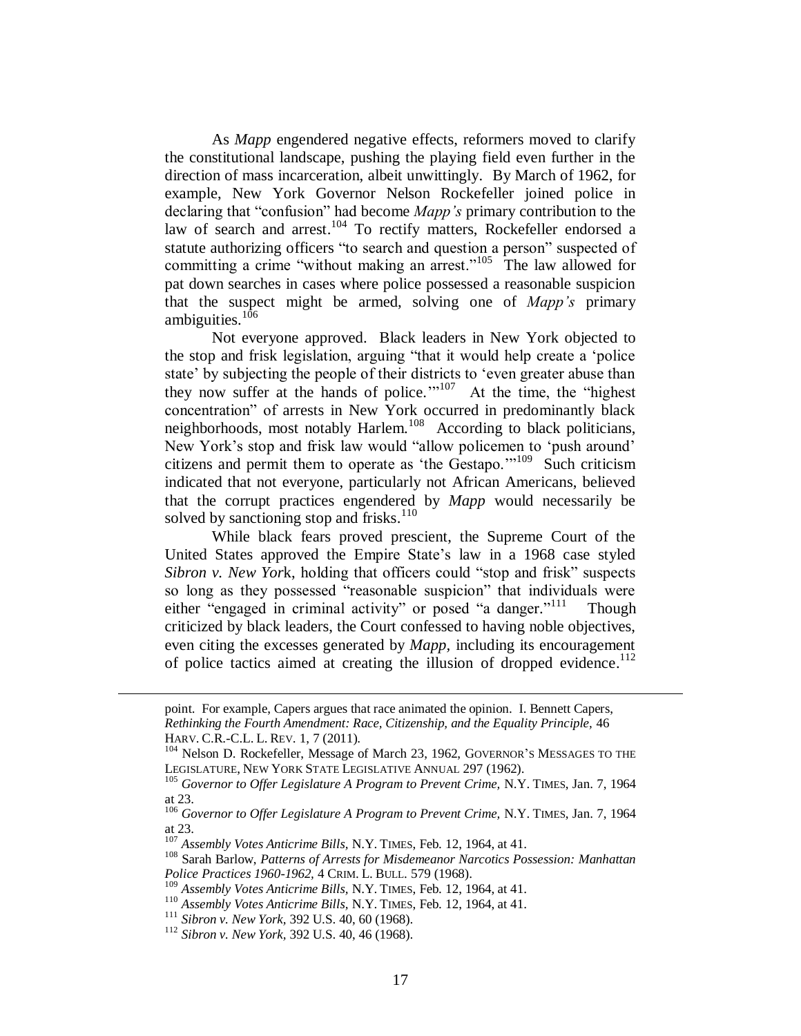As *Mapp* engendered negative effects, reformers moved to clarify the constitutional landscape, pushing the playing field even further in the direction of mass incarceration, albeit unwittingly. By March of 1962, for example, New York Governor Nelson Rockefeller joined police in declaring that "confusion" had become *Mapp's* primary contribution to the law of search and arrest.[104] To rectify matters, Rockefeller endorsed a statute authorizing officers "to search and question a person" suspected of committing a crime "without making an arrest."[105] The law allowed for pat down searches in cases where police possessed a reasonable suspicion that the suspect might be armed, solving one of *Mapp's* primary ambiguities.[106]

Not everyone approved. Black leaders in New York objected to the stop and frisk legislation, arguing "that it would help create a 'police state' by subjecting the people of their districts to 'even greater abuse than they now suffer at the hands of police.'"[107] At the time, the "highest concentration" of arrests in New York occurred in predominantly black neighborhoods, most notably Harlem.[108] According to black politicians, New York's stop and frisk law would "allow policemen to 'push around' citizens and permit them to operate as 'the Gestapo.'"[109] Such criticism indicated that not everyone, particularly not African Americans, believed that the corrupt practices engendered by *Mapp* would necessarily be solved by sanctioning stop and frisks.[110]

While black fears proved prescient, the Supreme Court of the United States approved the Empire State's law in a 1968 case styled *Sibron v. New York*, holding that officers could "stop and frisk" suspects so long as they possessed "reasonable suspicion" that individuals were either "engaged in criminal activity" or posed "a danger."[111] Though criticized by black leaders, the Court confessed to having noble objectives, even citing the excesses generated by *Mapp*, including its encouragement of police tactics aimed at creating the illusion of dropped evidence.[112]

---

point. For example, Capers argues that race animated the opinion. I. Bennett Capers, *Rethinking the Fourth Amendment: Race, Citizenship, and the Equality Principle*, 46 HARV. C.R.-C.L. L. REV. 1, 7 (2011).

[104] Nelson D. Rockefeller, Message of March 23, 1962, GOVERNOR'S MESSAGES TO THE LEGISLATURE, NEW YORK STATE LEGISLATIVE ANNUAL 297 (1962).

[105] *Governor to Offer Legislature A Program to Prevent Crime,* N.Y. TIMES, Jan. 7, 1964 at 23.

[106] *Governor to Offer Legislature A Program to Prevent Crime,* N.Y. TIMES, Jan. 7, 1964 at 23.

[107] *Assembly Votes Anticrime Bills,* N.Y. TIMES, Feb. 12, 1964, at 41.

[108] Sarah Barlow, *Patterns of Arrests for Misdemeanor Narcotics Possession: Manhattan Police Practices 1960-1962*, 4 CRIM. L. BULL. 579 (1968).

[109] *Assembly Votes Anticrime Bills,* N.Y. TIMES, Feb. 12, 1964, at 41.

[110] *Assembly Votes Anticrime Bills,* N.Y. TIMES, Feb. 12, 1964, at 41.

[111] *Sibron v. New York*, 392 U.S. 40, 60 (1968).

[112] *Sibron v. New York*, 392 U.S. 40, 46 (1968).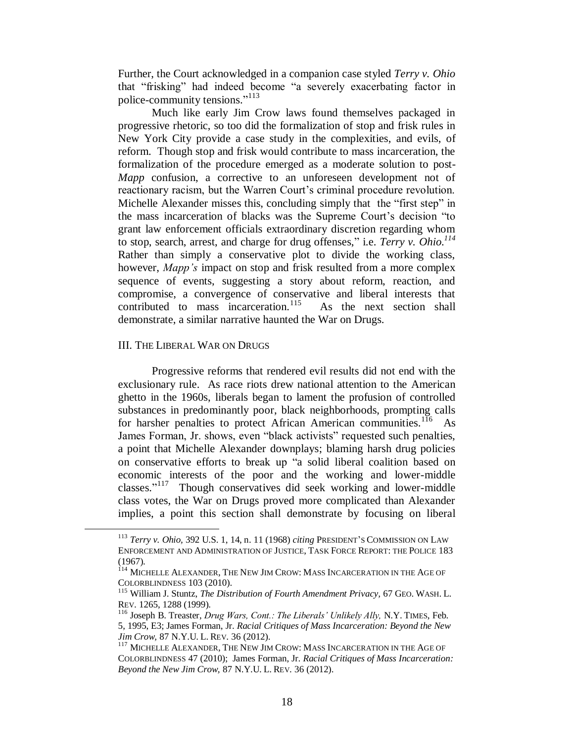Further, the Court acknowledged in a companion case styled *Terry v. Ohio* that "frisking" had indeed become "a severely exacerbating factor in police-community tensions."[113]

Much like early Jim Crow laws found themselves packaged in progressive rhetoric, so too did the formalization of stop and frisk rules in New York City provide a case study in the complexities, and evils, of reform. Though stop and frisk would contribute to mass incarceration, the formalization of the procedure emerged as a moderate solution to post-*Mapp* confusion, a corrective to an unforeseen development not of reactionary racism, but the Warren Court's criminal procedure revolution. Michelle Alexander misses this, concluding simply that the "first step" in the mass incarceration of blacks was the Supreme Court's decision "to grant law enforcement officials extraordinary discretion regarding whom to stop, search, arrest, and charge for drug offenses," i.e. *Terry v. Ohio.*[114] Rather than simply a conservative plot to divide the working class, however, *Mapp's* impact on stop and frisk resulted from a more complex sequence of events, suggesting a story about reform, reaction, and compromise, a convergence of conservative and liberal interests that contributed to mass incarceration.[115] As the next section shall demonstrate, a similar narrative haunted the War on Drugs.

## III. The Liberal War on Drugs

Progressive reforms that rendered evil results did not end with the exclusionary rule. As race riots drew national attention to the American ghetto in the 1960s, liberals began to lament the profusion of controlled substances in predominantly poor, black neighborhoods, prompting calls for harsher penalties to protect African American communities.[116] As James Forman, Jr. shows, even "black activists" requested such penalties, a point that Michelle Alexander downplays; blaming harsh drug policies on conservative efforts to break up "a solid liberal coalition based on economic interests of the poor and the working and lower-middle classes."[117] Though conservatives did seek working and lower-middle class votes, the War on Drugs proved more complicated than Alexander implies, a point this section shall demonstrate by focusing on liberal

---

[113] *Terry v. Ohio,* 392 U.S. 1, 14, n. 11 (1968) *citing* President's Commission on Law Enforcement and Administration of Justice, Task Force Report: the Police 183 (1967).

[114] Michelle Alexander, The New Jim Crow: Mass Incarceration in the Age of Colorblindness 103 (2010).

[115] William J. Stuntz, *The Distribution of Fourth Amendment Privacy,* 67 Geo. Wash. L. Rev. 1265, 1288 (1999).

[116] Joseph B. Treaster, *Drug Wars, Cont.: The Liberals' Unlikely Ally,* N.Y. Times, Feb. 5, 1995, E3; James Forman, Jr. *Racial Critiques of Mass Incarceration: Beyond the New Jim Crow,* 87 N.Y.U. L. Rev. 36 (2012).

[117] Michelle Alexander, The New Jim Crow: Mass Incarceration in the Age of Colorblindness 47 (2010); James Forman, Jr. *Racial Critiques of Mass Incarceration: Beyond the New Jim Crow,* 87 N.Y.U. L. Rev. 36 (2012).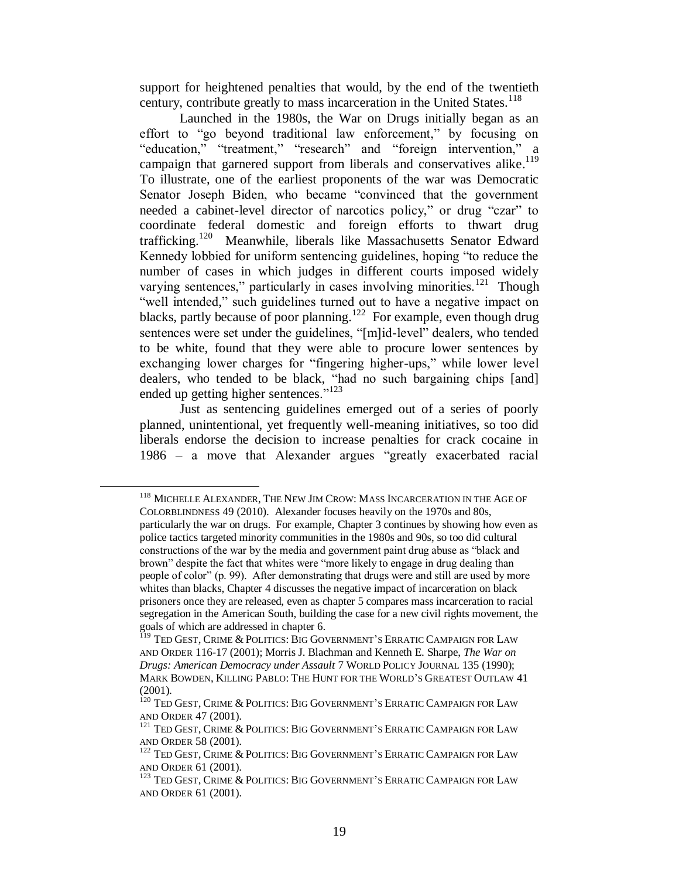support for heightened penalties that would, by the end of the twentieth century, contribute greatly to mass incarceration in the United States.[118]

Launched in the 1980s, the War on Drugs initially began as an effort to "go beyond traditional law enforcement," by focusing on "education," "treatment," "research" and "foreign intervention," a campaign that garnered support from liberals and conservatives alike.[119] To illustrate, one of the earliest proponents of the war was Democratic Senator Joseph Biden, who became "convinced that the government needed a cabinet-level director of narcotics policy," or drug "czar" to coordinate federal domestic and foreign efforts to thwart drug trafficking.[120] Meanwhile, liberals like Massachusetts Senator Edward Kennedy lobbied for uniform sentencing guidelines, hoping "to reduce the number of cases in which judges in different courts imposed widely varying sentences," particularly in cases involving minorities.[121] Though "well intended," such guidelines turned out to have a negative impact on blacks, partly because of poor planning.[122] For example, even though drug sentences were set under the guidelines, "[m]id-level" dealers, who tended to be white, found that they were able to procure lower sentences by exchanging lower charges for "fingering higher-ups," while lower level dealers, who tended to be black, "had no such bargaining chips [and] ended up getting higher sentences."[123]

Just as sentencing guidelines emerged out of a series of poorly planned, unintentional, yet frequently well-meaning initiatives, so too did liberals endorse the decision to increase penalties for crack cocaine in 1986 – a move that Alexander argues "greatly exacerbated racial

---

[118] MICHELLE ALEXANDER, THE NEW JIM CROW: MASS INCARCERATION IN THE AGE OF COLORBLINDNESS 49 (2010). Alexander focuses heavily on the 1970s and 80s, particularly the war on drugs. For example, Chapter 3 continues by showing how even as police tactics targeted minority communities in the 1980s and 90s, so too did cultural constructions of the war by the media and government paint drug abuse as "black and brown" despite the fact that whites were "more likely to engage in drug dealing than people of color" (p. 99). After demonstrating that drugs were and still are used by more whites than blacks, Chapter 4 discusses the negative impact of incarceration on black prisoners once they are released, even as chapter 5 compares mass incarceration to racial segregation in the American South, building the case for a new civil rights movement, the goals of which are addressed in chapter 6.

[119] TED GEST, CRIME & POLITICS: BIG GOVERNMENT'S ERRATIC CAMPAIGN FOR LAW AND ORDER 116-17 (2001); Morris J. Blachman and Kenneth E. Sharpe, *The War on Drugs: American Democracy under Assault* 7 WORLD POLICY JOURNAL 135 (1990); MARK BOWDEN, KILLING PABLO: THE HUNT FOR THE WORLD'S GREATEST OUTLAW 41 (2001).

[120] TED GEST, CRIME & POLITICS: BIG GOVERNMENT'S ERRATIC CAMPAIGN FOR LAW AND ORDER 47 (2001).

[121] TED GEST, CRIME & POLITICS: BIG GOVERNMENT'S ERRATIC CAMPAIGN FOR LAW AND ORDER 58 (2001).

[122] TED GEST, CRIME & POLITICS: BIG GOVERNMENT'S ERRATIC CAMPAIGN FOR LAW AND ORDER 61 (2001).

[123] TED GEST, CRIME & POLITICS: BIG GOVERNMENT'S ERRATIC CAMPAIGN FOR LAW AND ORDER 61 (2001).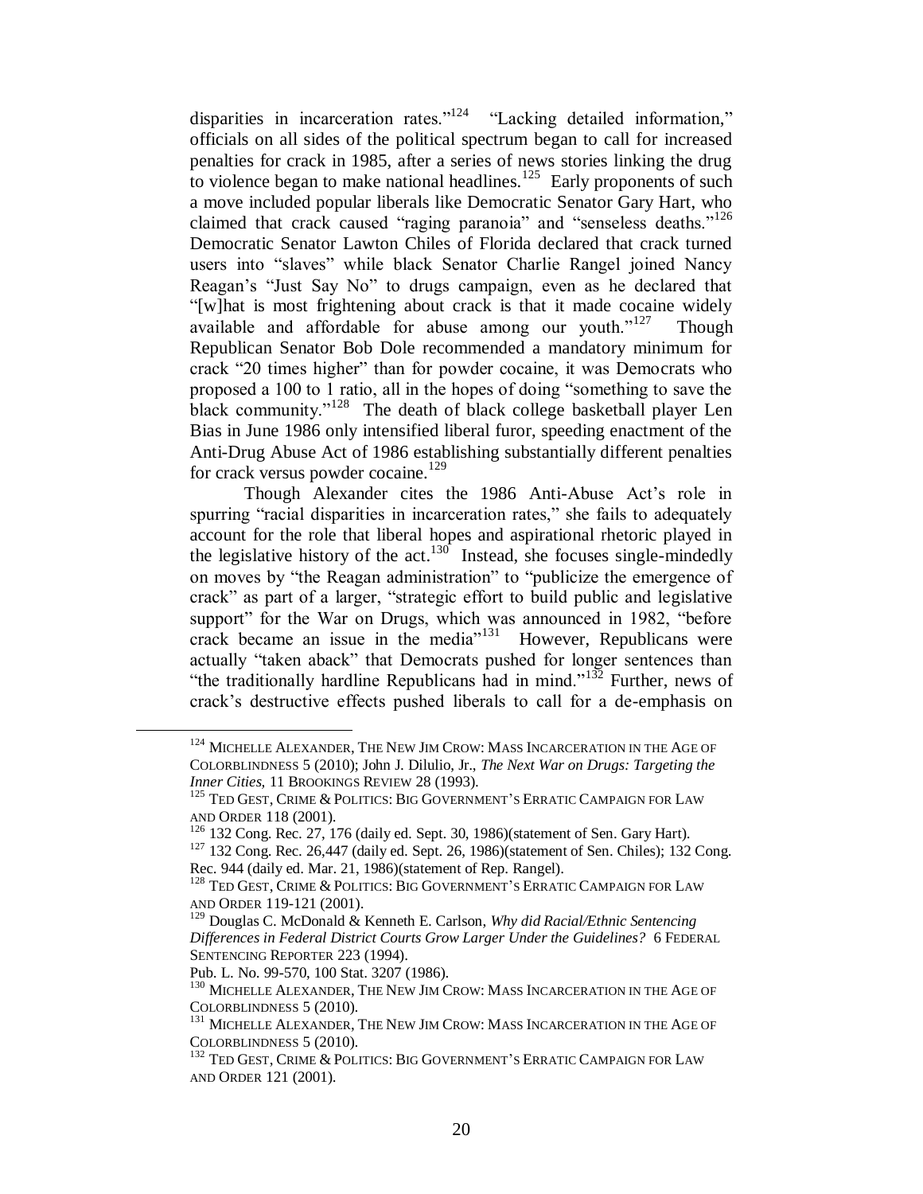disparities in incarceration rates."[124] "Lacking detailed information," officials on all sides of the political spectrum began to call for increased penalties for crack in 1985, after a series of news stories linking the drug to violence began to make national headlines.[125] Early proponents of such a move included popular liberals like Democratic Senator Gary Hart, who claimed that crack caused "raging paranoia" and "senseless deaths."[126] Democratic Senator Lawton Chiles of Florida declared that crack turned users into "slaves" while black Senator Charlie Rangel joined Nancy Reagan's "Just Say No" to drugs campaign, even as he declared that "[w]hat is most frightening about crack is that it made cocaine widely available and affordable for abuse among our youth."[127] Though Republican Senator Bob Dole recommended a mandatory minimum for crack "20 times higher" than for powder cocaine, it was Democrats who proposed a 100 to 1 ratio, all in the hopes of doing "something to save the black community."[128] The death of black college basketball player Len Bias in June 1986 only intensified liberal furor, speeding enactment of the Anti-Drug Abuse Act of 1986 establishing substantially different penalties for crack versus powder cocaine.[129]

Though Alexander cites the 1986 Anti-Abuse Act's role in spurring "racial disparities in incarceration rates," she fails to adequately account for the role that liberal hopes and aspirational rhetoric played in the legislative history of the act.[130] Instead, she focuses single-mindedly on moves by "the Reagan administration" to "publicize the emergence of crack" as part of a larger, "strategic effort to build public and legislative support" for the War on Drugs, which was announced in 1982, "before crack became an issue in the media"[131] However, Republicans were actually "taken aback" that Democrats pushed for longer sentences than "the traditionally hardline Republicans had in mind."[132] Further, news of crack's destructive effects pushed liberals to call for a de-emphasis on

---

[124] MICHELLE ALEXANDER, THE NEW JIM CROW: MASS INCARCERATION IN THE AGE OF COLORBLINDNESS 5 (2010); John J. DiIulio, Jr., *The Next War on Drugs: Targeting the Inner Cities,* 11 BROOKINGS REVIEW 28 (1993).

[125] TED GEST, CRIME & POLITICS: BIG GOVERNMENT'S ERRATIC CAMPAIGN FOR LAW AND ORDER 118 (2001).

[126] 132 Cong. Rec. 27, 176 (daily ed. Sept. 30, 1986)(statement of Sen. Gary Hart).

[127] 132 Cong. Rec. 26,447 (daily ed. Sept. 26, 1986)(statement of Sen. Chiles); 132 Cong. Rec. 944 (daily ed. Mar. 21, 1986)(statement of Rep. Rangel).

[128] TED GEST, CRIME & POLITICS: BIG GOVERNMENT'S ERRATIC CAMPAIGN FOR LAW AND ORDER 119-121 (2001).

[129] Douglas C. McDonald & Kenneth E. Carlson, *Why did Racial/Ethnic Sentencing Differences in Federal District Courts Grow Larger Under the Guidelines?* 6 FEDERAL SENTENCING REPORTER 223 (1994).

Pub. L. No. 99-570, 100 Stat. 3207 (1986).

[130] MICHELLE ALEXANDER, THE NEW JIM CROW: MASS INCARCERATION IN THE AGE OF COLORBLINDNESS 5 (2010).

[131] MICHELLE ALEXANDER, THE NEW JIM CROW: MASS INCARCERATION IN THE AGE OF COLORBLINDNESS 5 (2010).

[132] TED GEST, CRIME & POLITICS: BIG GOVERNMENT'S ERRATIC CAMPAIGN FOR LAW AND ORDER 121 (2001).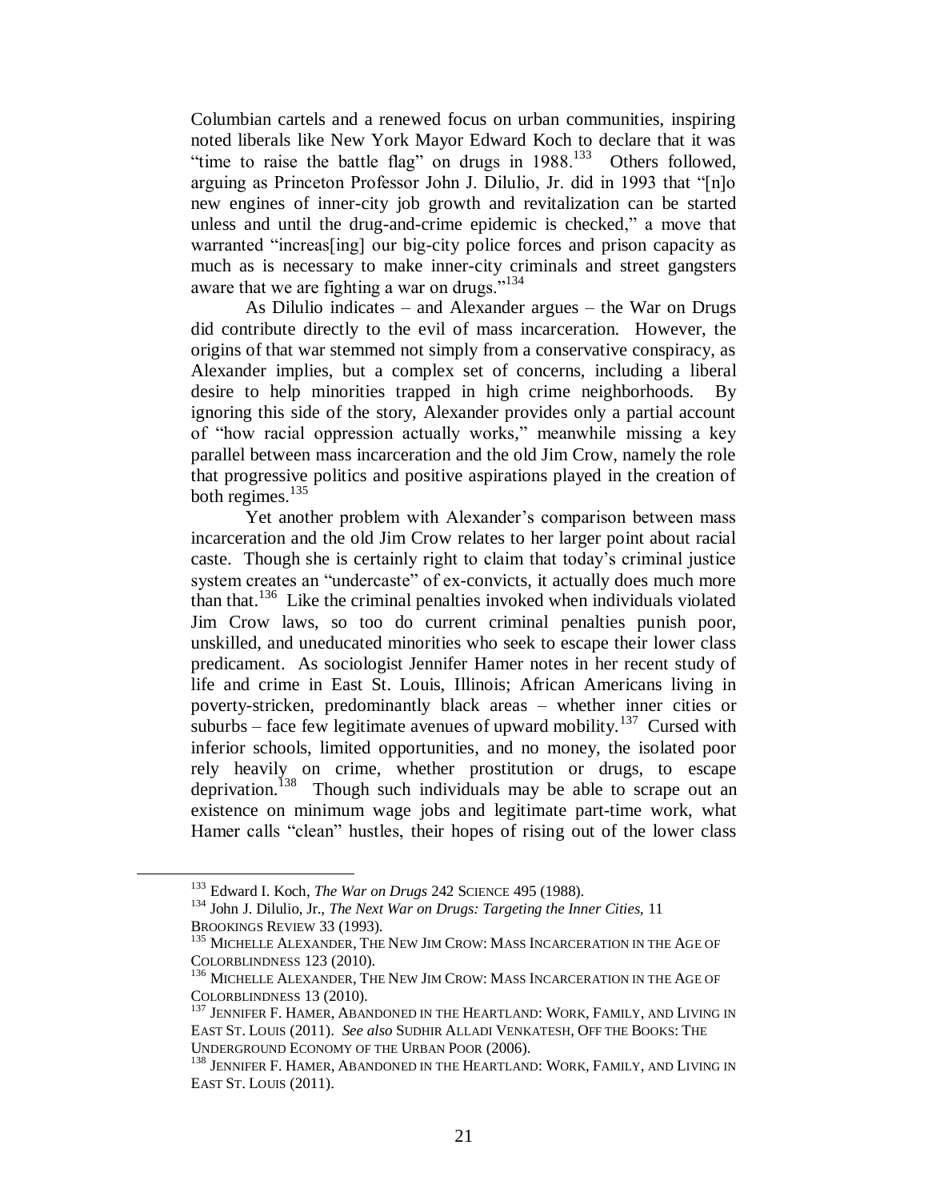Columbian cartels and a renewed focus on urban communities, inspiring noted liberals like New York Mayor Edward Koch to declare that it was "time to raise the battle flag" on drugs in 1988.[133] Others followed, arguing as Princeton Professor John J. Dilulio, Jr. did in 1993 that "[n]o new engines of inner-city job growth and revitalization can be started unless and until the drug-and-crime epidemic is checked," a move that warranted "increas[ing] our big-city police forces and prison capacity as much as is necessary to make inner-city criminals and street gangsters aware that we are fighting a war on drugs."[134]

As Dilulio indicates – and Alexander argues – the War on Drugs did contribute directly to the evil of mass incarceration. However, the origins of that war stemmed not simply from a conservative conspiracy, as Alexander implies, but a complex set of concerns, including a liberal desire to help minorities trapped in high crime neighborhoods. By ignoring this side of the story, Alexander provides only a partial account of "how racial oppression actually works," meanwhile missing a key parallel between mass incarceration and the old Jim Crow, namely the role that progressive politics and positive aspirations played in the creation of both regimes.[135]

Yet another problem with Alexander's comparison between mass incarceration and the old Jim Crow relates to her larger point about racial caste. Though she is certainly right to claim that today's criminal justice system creates an "undercaste" of ex-convicts, it actually does much more than that.[136] Like the criminal penalties invoked when individuals violated Jim Crow laws, so too do current criminal penalties punish poor, unskilled, and uneducated minorities who seek to escape their lower class predicament. As sociologist Jennifer Hamer notes in her recent study of life and crime in East St. Louis, Illinois; African Americans living in poverty-stricken, predominantly black areas – whether inner cities or suburbs – face few legitimate avenues of upward mobility.[137] Cursed with inferior schools, limited opportunities, and no money, the isolated poor rely heavily on crime, whether prostitution or drugs, to escape deprivation.[138] Though such individuals may be able to scrape out an existence on minimum wage jobs and legitimate part-time work, what Hamer calls "clean" hustles, their hopes of rising out of the lower class

---

[133] Edward I. Koch, *The War on Drugs* 242 SCIENCE 495 (1988).

[134] John J. Dilulio, Jr., *The Next War on Drugs: Targeting the Inner Cities*, 11 BROOKINGS REVIEW 33 (1993).

[135] MICHELLE ALEXANDER, THE NEW JIM CROW: MASS INCARCERATION IN THE AGE OF COLORBLINDNESS 123 (2010).

[136] MICHELLE ALEXANDER, THE NEW JIM CROW: MASS INCARCERATION IN THE AGE OF COLORBLINDNESS 13 (2010).

[137] JENNIFER F. HAMER, ABANDONED IN THE HEARTLAND: WORK, FAMILY, AND LIVING IN EAST ST. LOUIS (2011). *See also* SUDHIR ALLADI VENKATESH, OFF THE BOOKS: THE UNDERGROUND ECONOMY OF THE URBAN POOR (2006).

[138] JENNIFER F. HAMER, ABANDONED IN THE HEARTLAND: WORK, FAMILY, AND LIVING IN EAST ST. LOUIS (2011).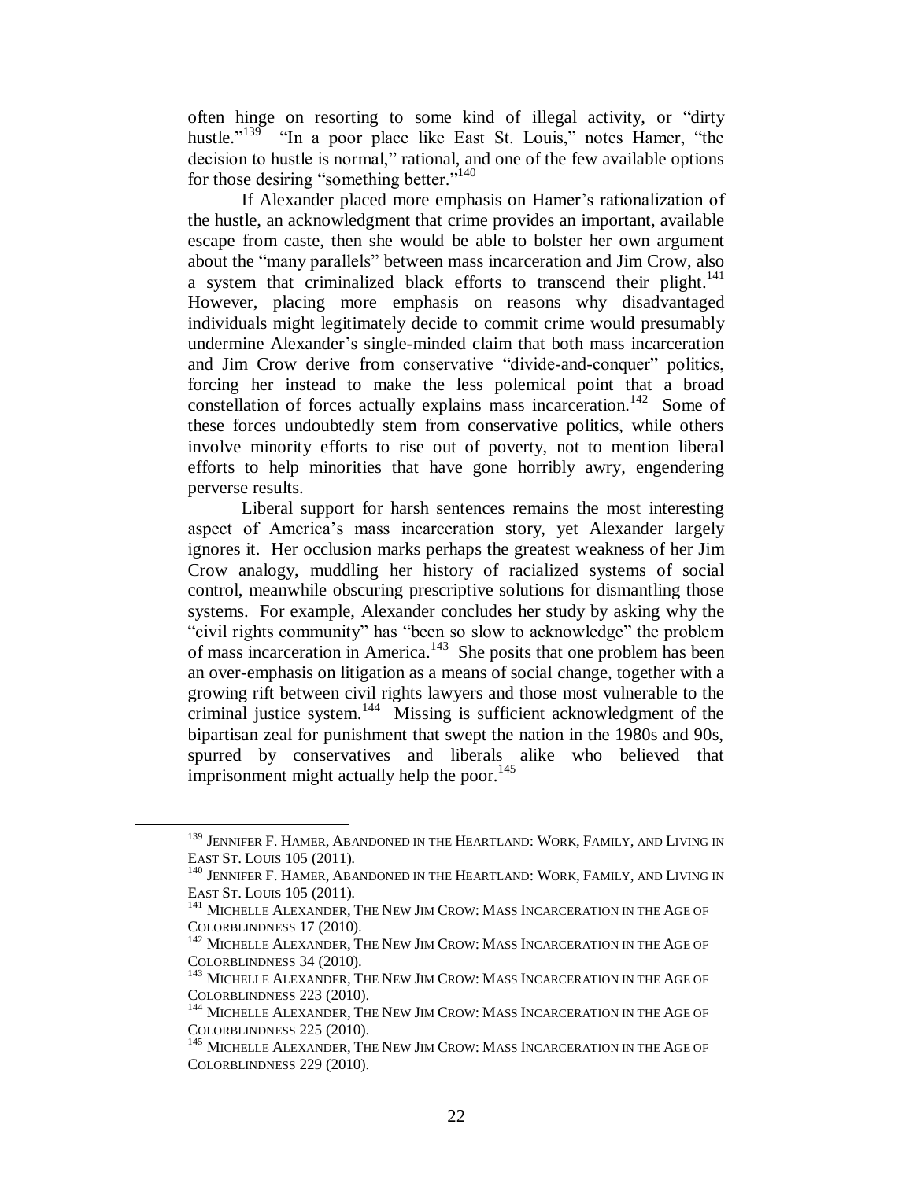often hinge on resorting to some kind of illegal activity, or "dirty hustle."[139] "In a poor place like East St. Louis," notes Hamer, "the decision to hustle is normal," rational, and one of the few available options for those desiring "something better."[140]

If Alexander placed more emphasis on Hamer's rationalization of the hustle, an acknowledgment that crime provides an important, available escape from caste, then she would be able to bolster her own argument about the "many parallels" between mass incarceration and Jim Crow, also a system that criminalized black efforts to transcend their plight.[141] However, placing more emphasis on reasons why disadvantaged individuals might legitimately decide to commit crime would presumably undermine Alexander's single-minded claim that both mass incarceration and Jim Crow derive from conservative "divide-and-conquer" politics, forcing her instead to make the less polemical point that a broad constellation of forces actually explains mass incarceration.[142] Some of these forces undoubtedly stem from conservative politics, while others involve minority efforts to rise out of poverty, not to mention liberal efforts to help minorities that have gone horribly awry, engendering perverse results.

Liberal support for harsh sentences remains the most interesting aspect of America's mass incarceration story, yet Alexander largely ignores it. Her occlusion marks perhaps the greatest weakness of her Jim Crow analogy, muddling her history of racialized systems of social control, meanwhile obscuring prescriptive solutions for dismantling those systems. For example, Alexander concludes her study by asking why the "civil rights community" has "been so slow to acknowledge" the problem of mass incarceration in America.[143] She posits that one problem has been an over-emphasis on litigation as a means of social change, together with a growing rift between civil rights lawyers and those most vulnerable to the criminal justice system.[144] Missing is sufficient acknowledgment of the bipartisan zeal for punishment that swept the nation in the 1980s and 90s, spurred by conservatives and liberals alike who believed that imprisonment might actually help the poor.[145]

---

[139] JENNIFER F. HAMER, ABANDONED IN THE HEARTLAND: WORK, FAMILY, AND LIVING IN EAST ST. LOUIS 105 (2011).

[140] JENNIFER F. HAMER, ABANDONED IN THE HEARTLAND: WORK, FAMILY, AND LIVING IN EAST ST. LOUIS 105 (2011).

[141] MICHELLE ALEXANDER, THE NEW JIM CROW: MASS INCARCERATION IN THE AGE OF COLORBLINDNESS 17 (2010).

[142] MICHELLE ALEXANDER, THE NEW JIM CROW: MASS INCARCERATION IN THE AGE OF COLORBLINDNESS 34 (2010).

[143] MICHELLE ALEXANDER, THE NEW JIM CROW: MASS INCARCERATION IN THE AGE OF COLORBLINDNESS 223 (2010).

[144] MICHELLE ALEXANDER, THE NEW JIM CROW: MASS INCARCERATION IN THE AGE OF COLORBLINDNESS 225 (2010).

[145] MICHELLE ALEXANDER, THE NEW JIM CROW: MASS INCARCERATION IN THE AGE OF COLORBLINDNESS 229 (2010).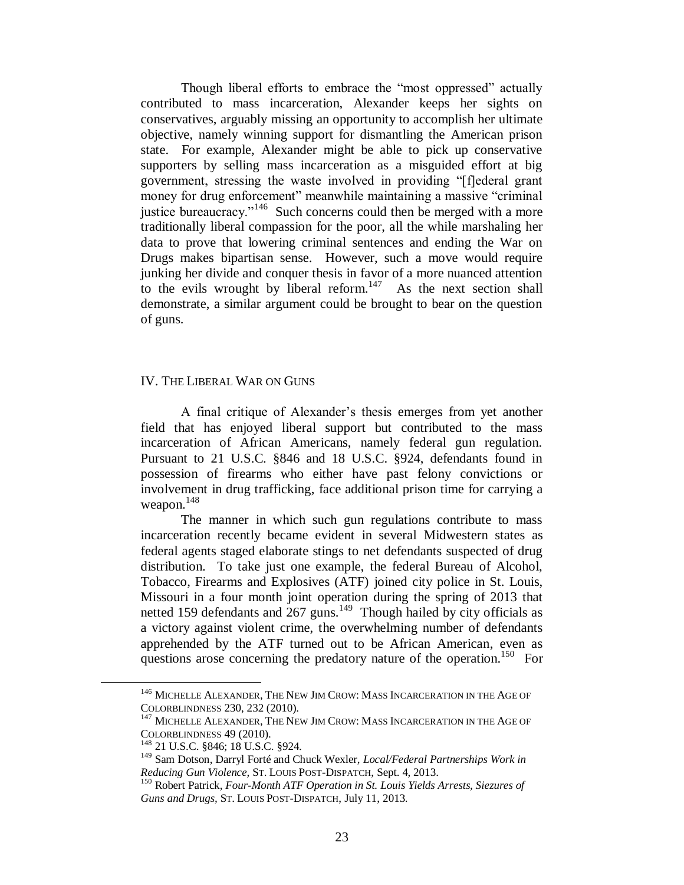Though liberal efforts to embrace the "most oppressed" actually contributed to mass incarceration, Alexander keeps her sights on conservatives, arguably missing an opportunity to accomplish her ultimate objective, namely winning support for dismantling the American prison state. For example, Alexander might be able to pick up conservative supporters by selling mass incarceration as a misguided effort at big government, stressing the waste involved in providing "[f]ederal grant money for drug enforcement" meanwhile maintaining a massive "criminal justice bureaucracy."[146] Such concerns could then be merged with a more traditionally liberal compassion for the poor, all the while marshaling her data to prove that lowering criminal sentences and ending the War on Drugs makes bipartisan sense. However, such a move would require junking her divide and conquer thesis in favor of a more nuanced attention to the evils wrought by liberal reform.[147] As the next section shall demonstrate, a similar argument could be brought to bear on the question of guns.

## IV. The Liberal War on Guns

A final critique of Alexander's thesis emerges from yet another field that has enjoyed liberal support but contributed to the mass incarceration of African Americans, namely federal gun regulation. Pursuant to 21 U.S.C. §846 and 18 U.S.C. §924, defendants found in possession of firearms who either have past felony convictions or involvement in drug trafficking, face additional prison time for carrying a weapon.[148]

The manner in which such gun regulations contribute to mass incarceration recently became evident in several Midwestern states as federal agents staged elaborate stings to net defendants suspected of drug distribution. To take just one example, the federal Bureau of Alcohol, Tobacco, Firearms and Explosives (ATF) joined city police in St. Louis, Missouri in a four month joint operation during the spring of 2013 that netted 159 defendants and 267 guns.[149] Though hailed by city officials as a victory against violent crime, the overwhelming number of defendants apprehended by the ATF turned out to be African American, even as questions arose concerning the predatory nature of the operation.[150] For

---

[146] Michelle Alexander, The New Jim Crow: Mass Incarceration in the Age of Colorblindness 230, 232 (2010).

[147] Michelle Alexander, The New Jim Crow: Mass Incarceration in the Age of Colorblindness 49 (2010).

[148] 21 U.S.C. §846; 18 U.S.C. §924.

[149] Sam Dotson, Darryl Forté and Chuck Wexler, *Local/Federal Partnerships Work in Reducing Gun Violence*, St. Louis Post-Dispatch, Sept. 4, 2013.

[150] Robert Patrick, *Four-Month ATF Operation in St. Louis Yields Arrests, Siezures of Guns and Drugs*, St. Louis Post-Dispatch, July 11, 2013.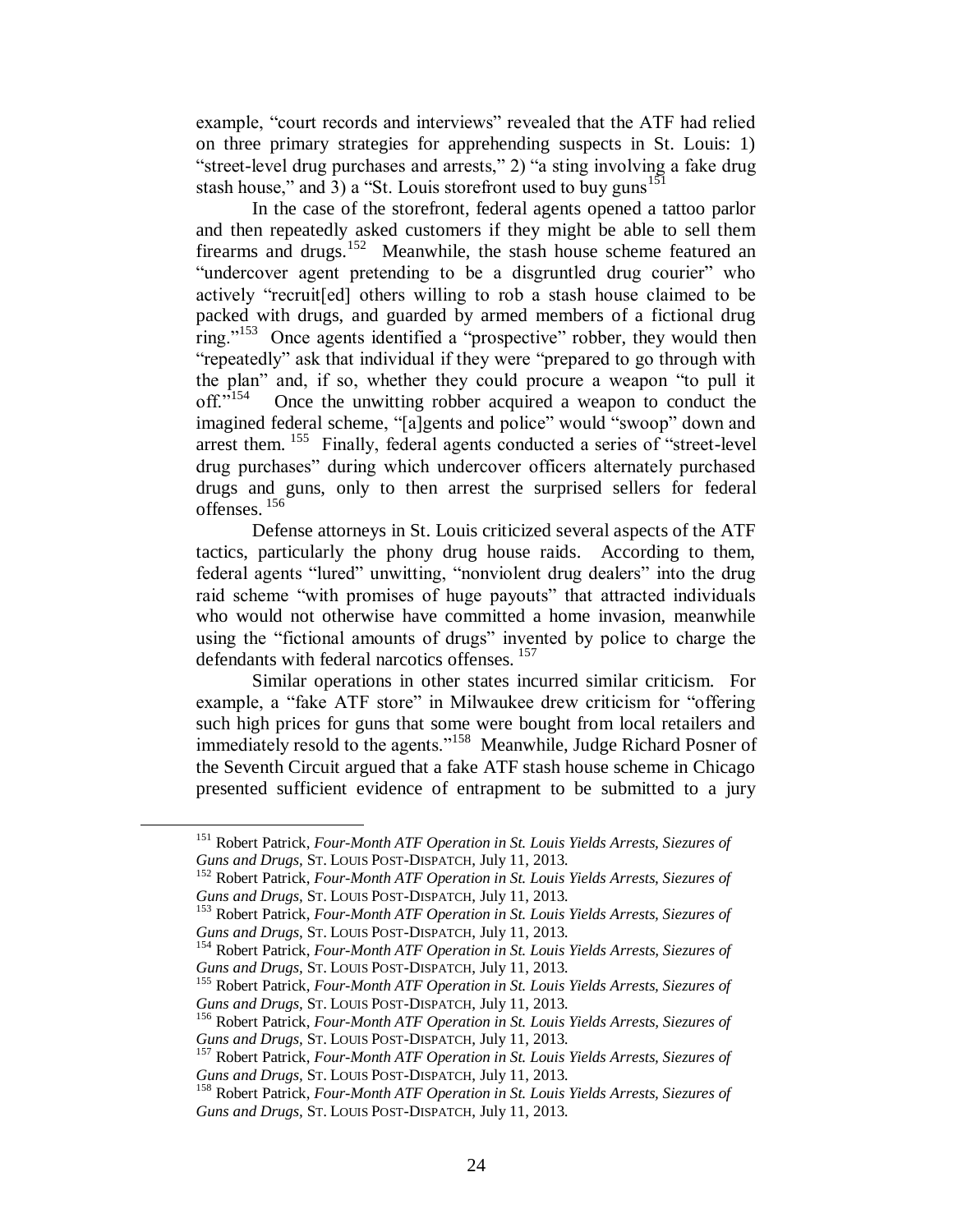example, "court records and interviews" revealed that the ATF had relied on three primary strategies for apprehending suspects in St. Louis: 1) "street-level drug purchases and arrests," 2) "a sting involving a fake drug stash house," and 3) a "St. Louis storefront used to buy guns[151]

In the case of the storefront, federal agents opened a tattoo parlor and then repeatedly asked customers if they might be able to sell them firearms and drugs.[152] Meanwhile, the stash house scheme featured an "undercover agent pretending to be a disgruntled drug courier" who actively "recruit[ed] others willing to rob a stash house claimed to be packed with drugs, and guarded by armed members of a fictional drug ring."[153] Once agents identified a "prospective" robber, they would then "repeatedly" ask that individual if they were "prepared to go through with the plan" and, if so, whether they could procure a weapon "to pull it off."[154] Once the unwitting robber acquired a weapon to conduct the imagined federal scheme, "[a]gents and police" would "swoop" down and arrest them.[155] Finally, federal agents conducted a series of "street-level drug purchases" during which undercover officers alternately purchased drugs and guns, only to then arrest the surprised sellers for federal offenses.[156]

Defense attorneys in St. Louis criticized several aspects of the ATF tactics, particularly the phony drug house raids. According to them, federal agents "lured" unwitting, "nonviolent drug dealers" into the drug raid scheme "with promises of huge payouts" that attracted individuals who would not otherwise have committed a home invasion, meanwhile using the "fictional amounts of drugs" invented by police to charge the defendants with federal narcotics offenses.[157]

Similar operations in other states incurred similar criticism. For example, a "fake ATF store" in Milwaukee drew criticism for "offering such high prices for guns that some were bought from local retailers and immediately resold to the agents."[158] Meanwhile, Judge Richard Posner of the Seventh Circuit argued that a fake ATF stash house scheme in Chicago presented sufficient evidence of entrapment to be submitted to a jury

---

[151] Robert Patrick, *Four-Month ATF Operation in St. Louis Yields Arrests, Siezures of Guns and Drugs,* ST. LOUIS POST-DISPATCH, July 11, 2013.

[152] Robert Patrick, *Four-Month ATF Operation in St. Louis Yields Arrests, Siezures of Guns and Drugs,* ST. LOUIS POST-DISPATCH, July 11, 2013.

[153] Robert Patrick, *Four-Month ATF Operation in St. Louis Yields Arrests, Siezures of Guns and Drugs,* ST. LOUIS POST-DISPATCH, July 11, 2013.

[154] Robert Patrick, *Four-Month ATF Operation in St. Louis Yields Arrests, Siezures of Guns and Drugs,* ST. LOUIS POST-DISPATCH, July 11, 2013.

[155] Robert Patrick, *Four-Month ATF Operation in St. Louis Yields Arrests, Siezures of Guns and Drugs,* ST. LOUIS POST-DISPATCH, July 11, 2013.

[156] Robert Patrick, *Four-Month ATF Operation in St. Louis Yields Arrests, Siezures of Guns and Drugs,* ST. LOUIS POST-DISPATCH, July 11, 2013.

[157] Robert Patrick, *Four-Month ATF Operation in St. Louis Yields Arrests, Siezures of Guns and Drugs,* ST. LOUIS POST-DISPATCH, July 11, 2013.

[158] Robert Patrick, *Four-Month ATF Operation in St. Louis Yields Arrests, Siezures of Guns and Drugs,* ST. LOUIS POST-DISPATCH, July 11, 2013.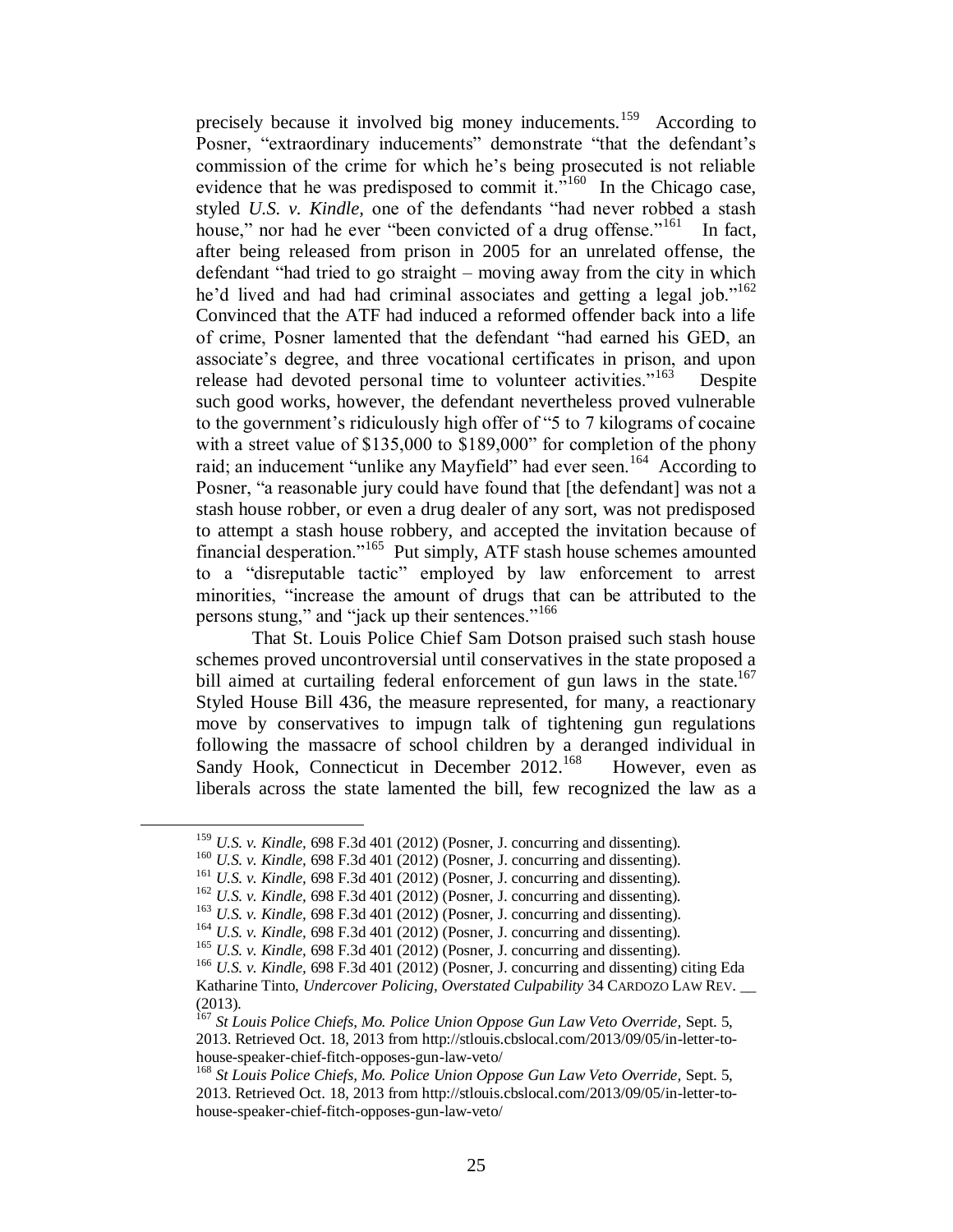precisely because it involved big money inducements.[159] According to Posner, "extraordinary inducements" demonstrate "that the defendant's commission of the crime for which he's being prosecuted is not reliable evidence that he was predisposed to commit it."[160] In the Chicago case, styled *U.S. v. Kindle,* one of the defendants "had never robbed a stash house," nor had he ever "been convicted of a drug offense."[161] In fact, after being released from prison in 2005 for an unrelated offense, the defendant "had tried to go straight – moving away from the city in which he'd lived and had had criminal associates and getting a legal job."[162] Convinced that the ATF had induced a reformed offender back into a life of crime, Posner lamented that the defendant "had earned his GED, an associate's degree, and three vocational certificates in prison, and upon release had devoted personal time to volunteer activities."[163] Despite such good works, however, the defendant nevertheless proved vulnerable to the government's ridiculously high offer of "5 to 7 kilograms of cocaine with a street value of $135,000 to $189,000" for completion of the phony raid; an inducement "unlike any Mayfield" had ever seen.[164] According to Posner, "a reasonable jury could have found that [the defendant] was not a stash house robber, or even a drug dealer of any sort, was not predisposed to attempt a stash house robbery, and accepted the invitation because of financial desperation."[165] Put simply, ATF stash house schemes amounted to a "disreputable tactic" employed by law enforcement to arrest minorities, "increase the amount of drugs that can be attributed to the persons stung," and "jack up their sentences."[166]

That St. Louis Police Chief Sam Dotson praised such stash house schemes proved uncontroversial until conservatives in the state proposed a bill aimed at curtailing federal enforcement of gun laws in the state.[167] Styled House Bill 436, the measure represented, for many, a reactionary move by conservatives to impugn talk of tightening gun regulations following the massacre of school children by a deranged individual in Sandy Hook, Connecticut in December 2012.[168] However, even as liberals across the state lamented the bill, few recognized the law as a

---

[159] *U.S. v. Kindle,* 698 F.3d 401 (2012) (Posner, J. concurring and dissenting).

[160] *U.S. v. Kindle,* 698 F.3d 401 (2012) (Posner, J. concurring and dissenting).

[161] *U.S. v. Kindle,* 698 F.3d 401 (2012) (Posner, J. concurring and dissenting).

[162] *U.S. v. Kindle,* 698 F.3d 401 (2012) (Posner, J. concurring and dissenting).

[163] *U.S. v. Kindle,* 698 F.3d 401 (2012) (Posner, J. concurring and dissenting).

[164] *U.S. v. Kindle,* 698 F.3d 401 (2012) (Posner, J. concurring and dissenting).

[165] *U.S. v. Kindle,* 698 F.3d 401 (2012) (Posner, J. concurring and dissenting).

[166] *U.S. v. Kindle,* 698 F.3d 401 (2012) (Posner, J. concurring and dissenting) citing Eda Katharine Tinto, *Undercover Policing, Overstated Culpability* 34 CARDOZO LAW REV. __ (2013).

[167] *St Louis Police Chiefs, Mo. Police Union Oppose Gun Law Veto Override,* Sept. 5, 2013. Retrieved Oct. 18, 2013 from http://stlouis.cbslocal.com/2013/09/05/in-letter-to-house-speaker-chief-fitch-opposes-gun-law-veto/

[168] *St Louis Police Chiefs, Mo. Police Union Oppose Gun Law Veto Override,* Sept. 5, 2013. Retrieved Oct. 18, 2013 from http://stlouis.cbslocal.com/2013/09/05/in-letter-to-house-speaker-chief-fitch-opposes-gun-law-veto/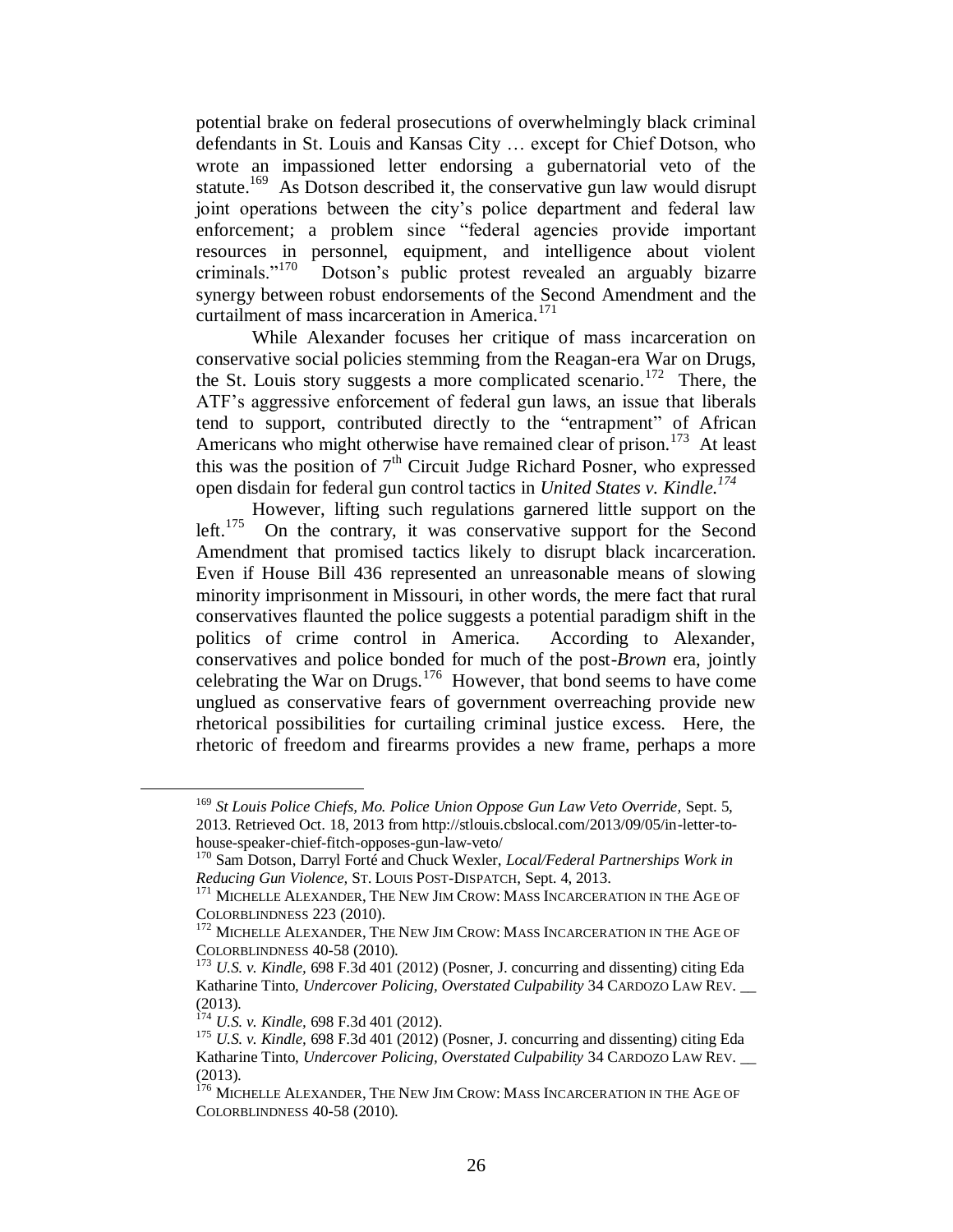potential brake on federal prosecutions of overwhelmingly black criminal defendants in St. Louis and Kansas City … except for Chief Dotson, who wrote an impassioned letter endorsing a gubernatorial veto of the statute.[169] As Dotson described it, the conservative gun law would disrupt joint operations between the city's police department and federal law enforcement; a problem since "federal agencies provide important resources in personnel, equipment, and intelligence about violent criminals."[170] Dotson's public protest revealed an arguably bizarre synergy between robust endorsements of the Second Amendment and the curtailment of mass incarceration in America.[171]

While Alexander focuses her critique of mass incarceration on conservative social policies stemming from the Reagan-era War on Drugs, the St. Louis story suggests a more complicated scenario.[172] There, the ATF's aggressive enforcement of federal gun laws, an issue that liberals tend to support, contributed directly to the "entrapment" of African Americans who might otherwise have remained clear of prison.[173] At least this was the position of 7th Circuit Judge Richard Posner, who expressed open disdain for federal gun control tactics in *United States v. Kindle.*[174]

However, lifting such regulations garnered little support on the left.[175] On the contrary, it was conservative support for the Second Amendment that promised tactics likely to disrupt black incarceration. Even if House Bill 436 represented an unreasonable means of slowing minority imprisonment in Missouri, in other words, the mere fact that rural conservatives flaunted the police suggests a potential paradigm shift in the politics of crime control in America. According to Alexander, conservatives and police bonded for much of the post-*Brown* era, jointly celebrating the War on Drugs.[176] However, that bond seems to have come unglued as conservative fears of government overreaching provide new rhetorical possibilities for curtailing criminal justice excess. Here, the rhetoric of freedom and firearms provides a new frame, perhaps a more

---

[169] *St Louis Police Chiefs, Mo. Police Union Oppose Gun Law Veto Override,* Sept. 5, 2013. Retrieved Oct. 18, 2013 from http://stlouis.cbslocal.com/2013/09/05/in-letter-to-house-speaker-chief-fitch-opposes-gun-law-veto/

[170] Sam Dotson, Darryl Forté and Chuck Wexler, *Local/Federal Partnerships Work in Reducing Gun Violence,* ST. LOUIS POST-DISPATCH, Sept. 4, 2013.

[171] MICHELLE ALEXANDER, THE NEW JIM CROW: MASS INCARCERATION IN THE AGE OF COLORBLINDNESS 223 (2010).

[172] MICHELLE ALEXANDER, THE NEW JIM CROW: MASS INCARCERATION IN THE AGE OF COLORBLINDNESS 40-58 (2010).

[173] *U.S. v. Kindle,* 698 F.3d 401 (2012) (Posner, J. concurring and dissenting) citing Eda Katharine Tinto, *Undercover Policing, Overstated Culpability* 34 CARDOZO LAW REV. __ (2013).

[174] *U.S. v. Kindle,* 698 F.3d 401 (2012).

[175] *U.S. v. Kindle,* 698 F.3d 401 (2012) (Posner, J. concurring and dissenting) citing Eda Katharine Tinto, *Undercover Policing, Overstated Culpability* 34 CARDOZO LAW REV. __ (2013).

[176] MICHELLE ALEXANDER, THE NEW JIM CROW: MASS INCARCERATION IN THE AGE OF COLORBLINDNESS 40-58 (2010).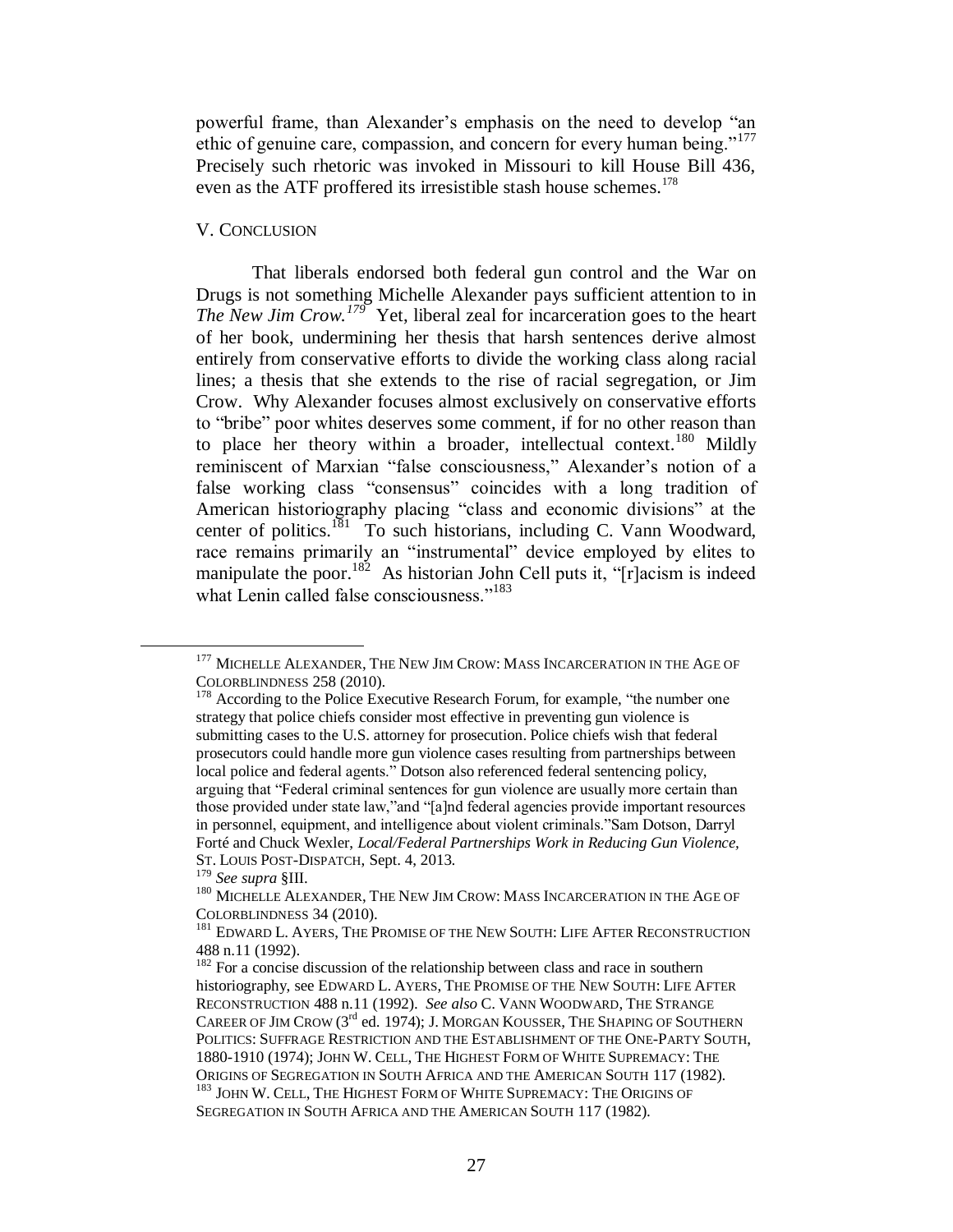powerful frame, than Alexander's emphasis on the need to develop "an ethic of genuine care, compassion, and concern for every human being."[177] Precisely such rhetoric was invoked in Missouri to kill House Bill 436, even as the ATF proffered its irresistible stash house schemes.[178]

## V. CONCLUSION

That liberals endorsed both federal gun control and the War on Drugs is not something Michelle Alexander pays sufficient attention to in *The New Jim Crow.*[179] Yet, liberal zeal for incarceration goes to the heart of her book, undermining her thesis that harsh sentences derive almost entirely from conservative efforts to divide the working class along racial lines; a thesis that she extends to the rise of racial segregation, or Jim Crow. Why Alexander focuses almost exclusively on conservative efforts to "bribe" poor whites deserves some comment, if for no other reason than to place her theory within a broader, intellectual context.[180] Mildly reminiscent of Marxian "false consciousness," Alexander's notion of a false working class "consensus" coincides with a long tradition of American historiography placing "class and economic divisions" at the center of politics.[181] To such historians, including C. Vann Woodward, race remains primarily an "instrumental" device employed by elites to manipulate the poor.[182] As historian John Cell puts it, "[r]acism is indeed what Lenin called false consciousness."[183]

---

[177] MICHELLE ALEXANDER, THE NEW JIM CROW: MASS INCARCERATION IN THE AGE OF COLORBLINDNESS 258 (2010).

[178] According to the Police Executive Research Forum, for example, "the number one strategy that police chiefs consider most effective in preventing gun violence is submitting cases to the U.S. attorney for prosecution. Police chiefs wish that federal prosecutors could handle more gun violence cases resulting from partnerships between local police and federal agents." Dotson also referenced federal sentencing policy, arguing that "Federal criminal sentences for gun violence are usually more certain than those provided under state law,"and "[a]nd federal agencies provide important resources in personnel, equipment, and intelligence about violent criminals."Sam Dotson, Darryl Forté and Chuck Wexler, *Local/Federal Partnerships Work in Reducing Gun Violence*, ST. LOUIS POST-DISPATCH, Sept. 4, 2013.

[179] *See supra* §III.

[180] MICHELLE ALEXANDER, THE NEW JIM CROW: MASS INCARCERATION IN THE AGE OF COLORBLINDNESS 34 (2010).

[181] EDWARD L. AYERS, THE PROMISE OF THE NEW SOUTH: LIFE AFTER RECONSTRUCTION 488 n.11 (1992).

[182] For a concise discussion of the relationship between class and race in southern historiography, see EDWARD L. AYERS, THE PROMISE OF THE NEW SOUTH: LIFE AFTER RECONSTRUCTION 488 n.11 (1992). *See also* C. VANN WOODWARD, THE STRANGE CAREER OF JIM CROW (3rd ed. 1974); J. MORGAN KOUSSER, THE SHAPING OF SOUTHERN POLITICS: SUFFRAGE RESTRICTION AND THE ESTABLISHMENT OF THE ONE-PARTY SOUTH, 1880-1910 (1974); JOHN W. CELL, THE HIGHEST FORM OF WHITE SUPREMACY: THE ORIGINS OF SEGREGATION IN SOUTH AFRICA AND THE AMERICAN SOUTH 117 (1982).

[183] JOHN W. CELL, THE HIGHEST FORM OF WHITE SUPREMACY: THE ORIGINS OF SEGREGATION IN SOUTH AFRICA AND THE AMERICAN SOUTH 117 (1982).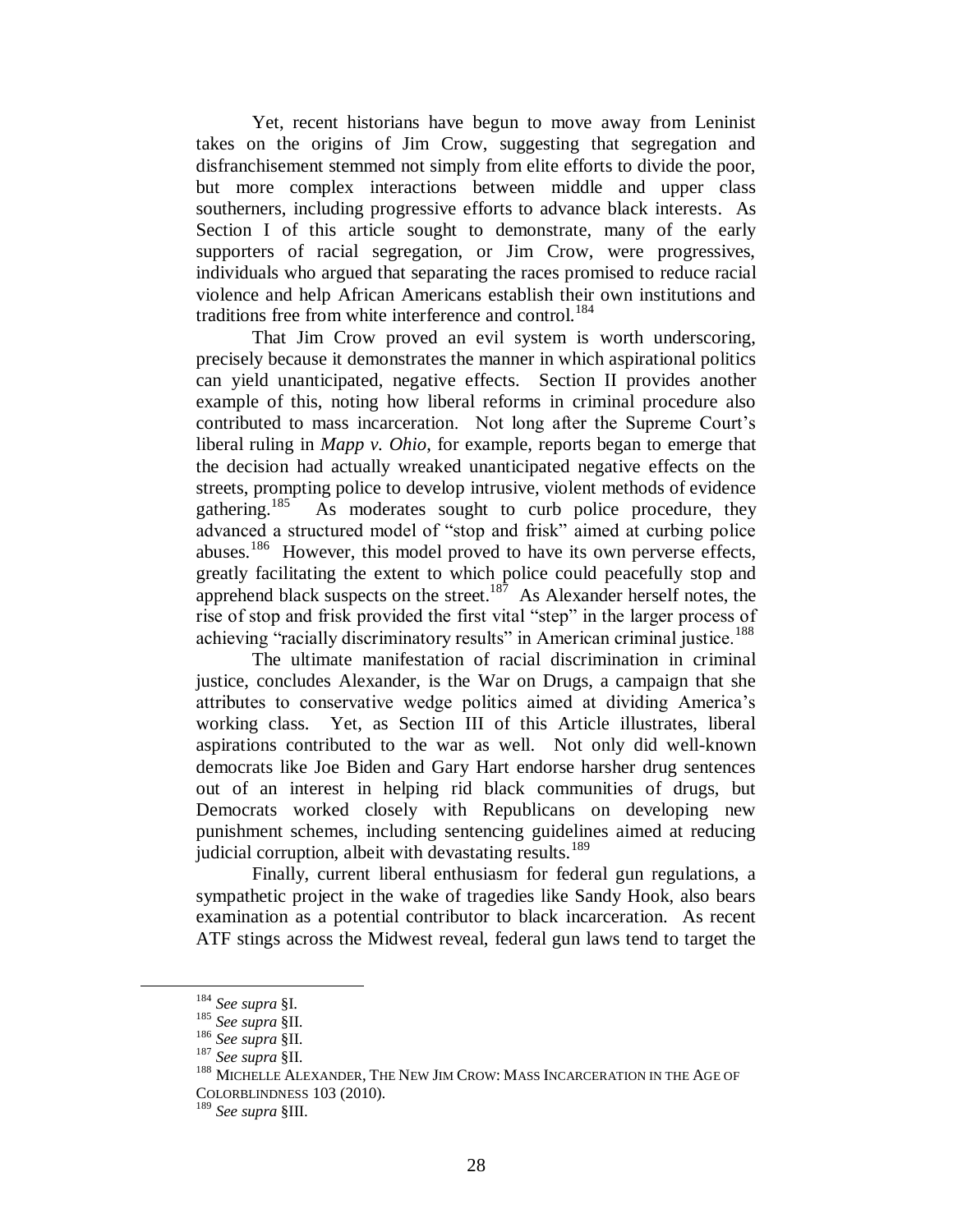Yet, recent historians have begun to move away from Leninist takes on the origins of Jim Crow, suggesting that segregation and disfranchisement stemmed not simply from elite efforts to divide the poor, but more complex interactions between middle and upper class southerners, including progressive efforts to advance black interests. As Section I of this article sought to demonstrate, many of the early supporters of racial segregation, or Jim Crow, were progressives, individuals who argued that separating the races promised to reduce racial violence and help African Americans establish their own institutions and traditions free from white interference and control.[184]

That Jim Crow proved an evil system is worth underscoring, precisely because it demonstrates the manner in which aspirational politics can yield unanticipated, negative effects. Section II provides another example of this, noting how liberal reforms in criminal procedure also contributed to mass incarceration. Not long after the Supreme Court's liberal ruling in *Mapp v. Ohio*, for example, reports began to emerge that the decision had actually wreaked unanticipated negative effects on the streets, prompting police to develop intrusive, violent methods of evidence gathering.[185] As moderates sought to curb police procedure, they advanced a structured model of "stop and frisk" aimed at curbing police abuses.[186] However, this model proved to have its own perverse effects, greatly facilitating the extent to which police could peacefully stop and apprehend black suspects on the street.[187] As Alexander herself notes, the rise of stop and frisk provided the first vital "step" in the larger process of achieving "racially discriminatory results" in American criminal justice.[188]

The ultimate manifestation of racial discrimination in criminal justice, concludes Alexander, is the War on Drugs, a campaign that she attributes to conservative wedge politics aimed at dividing America's working class. Yet, as Section III of this Article illustrates, liberal aspirations contributed to the war as well. Not only did well-known democrats like Joe Biden and Gary Hart endorse harsher drug sentences out of an interest in helping rid black communities of drugs, but Democrats worked closely with Republicans on developing new punishment schemes, including sentencing guidelines aimed at reducing judicial corruption, albeit with devastating results.[189]

Finally, current liberal enthusiasm for federal gun regulations, a sympathetic project in the wake of tragedies like Sandy Hook, also bears examination as a potential contributor to black incarceration. As recent ATF stings across the Midwest reveal, federal gun laws tend to target the

---

[184] *See supra* §I.

[185] *See supra* §II.

[186] *See supra* §II.

[187] *See supra* §II.

[188] MICHELLE ALEXANDER, THE NEW JIM CROW: MASS INCARCERATION IN THE AGE OF COLORBLINDNESS 103 (2010).

[189] *See supra* §III.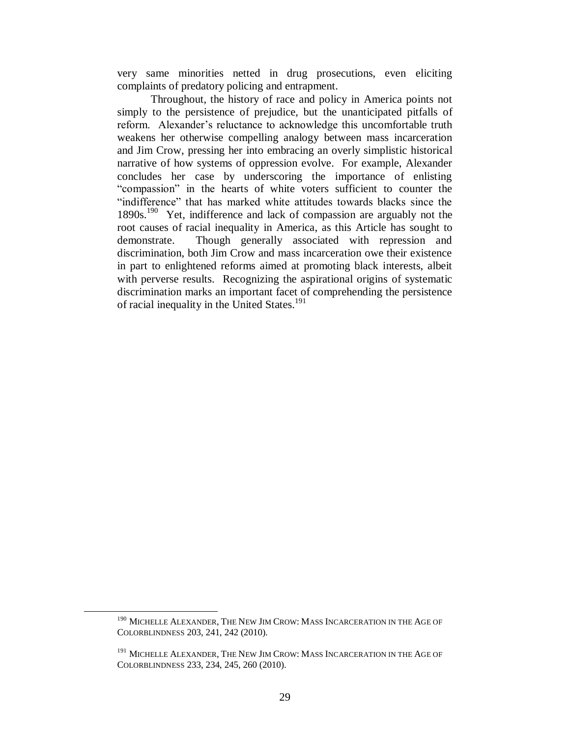very same minorities netted in drug prosecutions, even eliciting complaints of predatory policing and entrapment.

Throughout, the history of race and policy in America points not simply to the persistence of prejudice, but the unanticipated pitfalls of reform. Alexander's reluctance to acknowledge this uncomfortable truth weakens her otherwise compelling analogy between mass incarceration and Jim Crow, pressing her into embracing an overly simplistic historical narrative of how systems of oppression evolve. For example, Alexander concludes her case by underscoring the importance of enlisting "compassion" in the hearts of white voters sufficient to counter the "indifference" that has marked white attitudes towards blacks since the 1890s.[190] Yet, indifference and lack of compassion are arguably not the root causes of racial inequality in America, as this Article has sought to demonstrate. Though generally associated with repression and discrimination, both Jim Crow and mass incarceration owe their existence in part to enlightened reforms aimed at promoting black interests, albeit with perverse results. Recognizing the aspirational origins of systematic discrimination marks an important facet of comprehending the persistence of racial inequality in the United States.[191]

---

[190] MICHELLE ALEXANDER, THE NEW JIM CROW: MASS INCARCERATION IN THE AGE OF COLORBLINDNESS 203, 241, 242 (2010).

[191] MICHELLE ALEXANDER, THE NEW JIM CROW: MASS INCARCERATION IN THE AGE OF COLORBLINDNESS 233, 234, 245, 260 (2010).